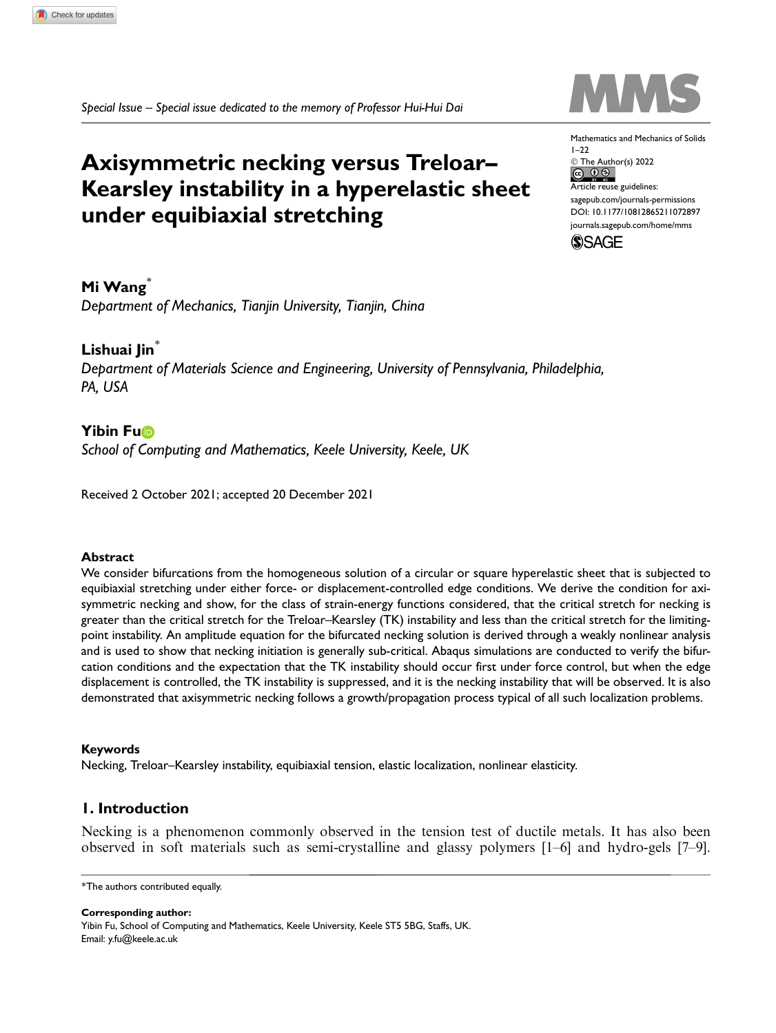*Special Issue – Special issue dedicated to the memory of Professor Hui-Hui Dai*

# Axisymmetric necking versus Treloar–Kearsley instability in a hyperelastic sheet under equibiaxial stretching

Mathematics and Mechanics of Solids
1–22
© The Author(s) 2022
Article reuse guidelines:
sagepub.com/journals-permissions
DOI: 10.1177/10812865211072897
journals.sagepub.com/home/mms

**Mi Wang***
*Department of Mechanics, Tianjin University, Tianjin, China*

**Lishuai Jin***
*Department of Materials Science and Engineering, University of Pennsylvania, Philadelphia, PA, USA*

**Yibin Fu**
*School of Computing and Mathematics, Keele University, Keele, UK*

Received 2 October 2021; accepted 20 December 2021

### Abstract

We consider bifurcations from the homogeneous solution of a circular or square hyperelastic sheet that is subjected to equibiaxial stretching under either force- or displacement-controlled edge conditions. We derive the condition for axisymmetric necking and show, for the class of strain-energy functions considered, that the critical stretch for necking is greater than the critical stretch for the Treloar–Kearsley (TK) instability and less than the critical stretch for the limiting-point instability. An amplitude equation for the bifurcated necking solution is derived through a weakly nonlinear analysis and is used to show that necking initiation is generally sub-critical. Abaqus simulations are conducted to verify the bifurcation conditions and the expectation that the TK instability should occur first under force control, but when the edge displacement is controlled, the TK instability is suppressed, and it is the necking instability that will be observed. It is also demonstrated that axisymmetric necking follows a growth/propagation process typical of all such localization problems.

### Keywords

Necking, Treloar–Kearsley instability, equibiaxial tension, elastic localization, nonlinear elasticity.

## 1. Introduction

Necking is a phenomenon commonly observed in the tension test of ductile metals. It has also been observed in soft materials such as semi-crystalline and glassy polymers [1–6] and hydro-gels [7–9].

*The authors contributed equally.

**Corresponding author:**
Yibin Fu, School of Computing and Mathematics, Keele University, Keele ST5 5BG, Staffs, UK.
Email: y.fu@keele.ac.uk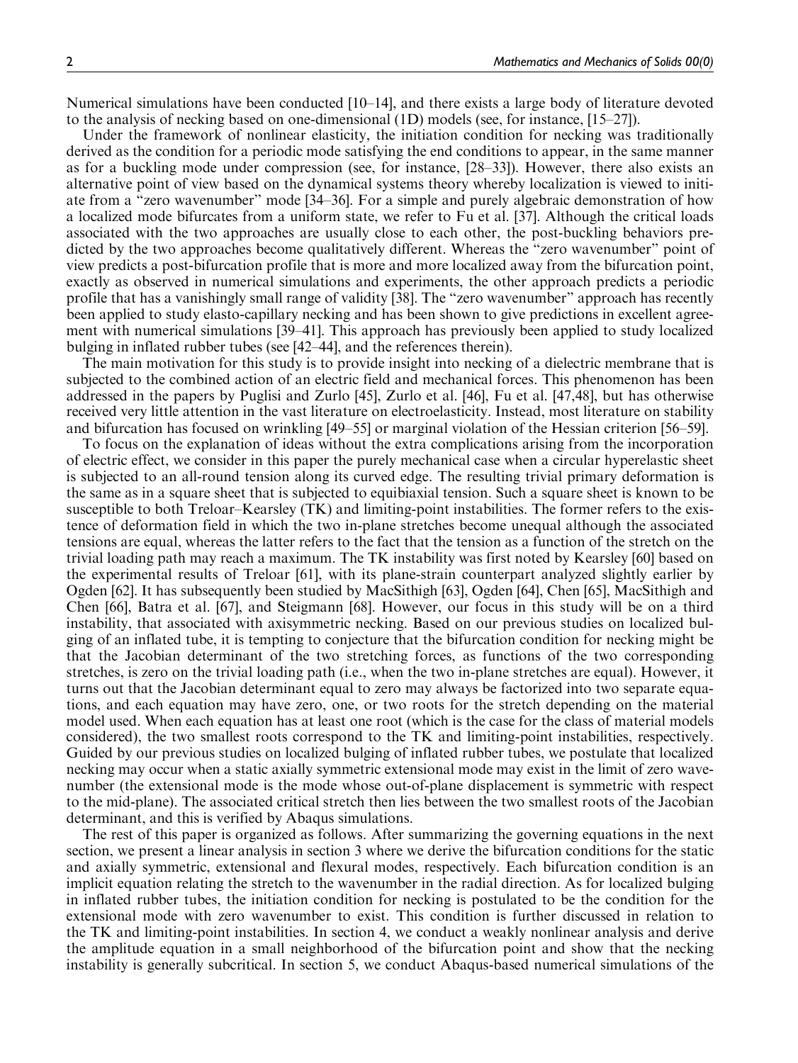Numerical simulations have been conducted [10–14], and there exists a large body of literature devoted to the analysis of necking based on one-dimensional (1D) models (see, for instance, [15–27]).

Under the framework of nonlinear elasticity, the initiation condition for necking was traditionally derived as the condition for a periodic mode satisfying the end conditions to appear, in the same manner as for a buckling mode under compression (see, for instance, [28–33]). However, there also exists an alternative point of view based on the dynamical systems theory whereby localization is viewed to initiate from a "zero wavenumber" mode [34–36]. For a simple and purely algebraic demonstration of how a localized mode bifurcates from a uniform state, we refer to Fu et al. [37]. Although the critical loads associated with the two approaches are usually close to each other, the post-buckling behaviors predicted by the two approaches become qualitatively different. Whereas the "zero wavenumber" point of view predicts a post-bifurcation profile that is more and more localized away from the bifurcation point, exactly as observed in numerical simulations and experiments, the other approach predicts a periodic profile that has a vanishingly small range of validity [38]. The "zero wavenumber" approach has recently been applied to study elasto-capillary necking and has been shown to give predictions in excellent agreement with numerical simulations [39–41]. This approach has previously been applied to study localized bulging in inflated rubber tubes (see [42–44], and the references therein).

The main motivation for this study is to provide insight into necking of a dielectric membrane that is subjected to the combined action of an electric field and mechanical forces. This phenomenon has been addressed in the papers by Puglisi and Zurlo [45], Zurlo et al. [46], Fu et al. [47,48], but has otherwise received very little attention in the vast literature on electroelasticity. Instead, most literature on stability and bifurcation has focused on wrinkling [49–55] or marginal violation of the Hessian criterion [56–59].

To focus on the explanation of ideas without the extra complications arising from the incorporation of electric effect, we consider in this paper the purely mechanical case when a circular hyperelastic sheet is subjected to an all-round tension along its curved edge. The resulting trivial primary deformation is the same as in a square sheet that is subjected to equibiaxial tension. Such a square sheet is known to be susceptible to both Treloar–Kearsley (TK) and limiting-point instabilities. The former refers to the existence of deformation field in which the two in-plane stretches become unequal although the associated tensions are equal, whereas the latter refers to the fact that the tension as a function of the stretch on the trivial loading path may reach a maximum. The TK instability was first noted by Kearsley [60] based on the experimental results of Treloar [61], with its plane-strain counterpart analyzed slightly earlier by Ogden [62]. It has subsequently been studied by MacSithigh [63], Ogden [64], Chen [65], MacSithigh and Chen [66], Batra et al. [67], and Steigmann [68]. However, our focus in this study will be on a third instability, that associated with axisymmetric necking. Based on our previous studies on localized bulging of an inflated tube, it is tempting to conjecture that the bifurcation condition for necking might be that the Jacobian determinant of the two stretching forces, as functions of the two corresponding stretches, is zero on the trivial loading path (i.e., when the two in-plane stretches are equal). However, it turns out that the Jacobian determinant equal to zero may always be factorized into two separate equations, and each equation may have zero, one, or two roots for the stretch depending on the material model used. When each equation has at least one root (which is the case for the class of material models considered), the two smallest roots correspond to the TK and limiting-point instabilities, respectively. Guided by our previous studies on localized bulging of inflated rubber tubes, we postulate that localized necking may occur when a static axially symmetric extensional mode may exist in the limit of zero wavenumber (the extensional mode is the mode whose out-of-plane displacement is symmetric with respect to the mid-plane). The associated critical stretch then lies between the two smallest roots of the Jacobian determinant, and this is verified by Abaqus simulations.

The rest of this paper is organized as follows. After summarizing the governing equations in the next section, we present a linear analysis in section 3 where we derive the bifurcation conditions for the static and axially symmetric, extensional and flexural modes, respectively. Each bifurcation condition is an implicit equation relating the stretch to the wavenumber in the radial direction. As for localized bulging in inflated rubber tubes, the initiation condition for necking is postulated to be the condition for the extensional mode with zero wavenumber to exist. This condition is further discussed in relation to the TK and limiting-point instabilities. In section 4, we conduct a weakly nonlinear analysis and derive the amplitude equation in a small neighborhood of the bifurcation point and show that the necking instability is generally subcritical. In section 5, we conduct Abaqus-based numerical simulations of the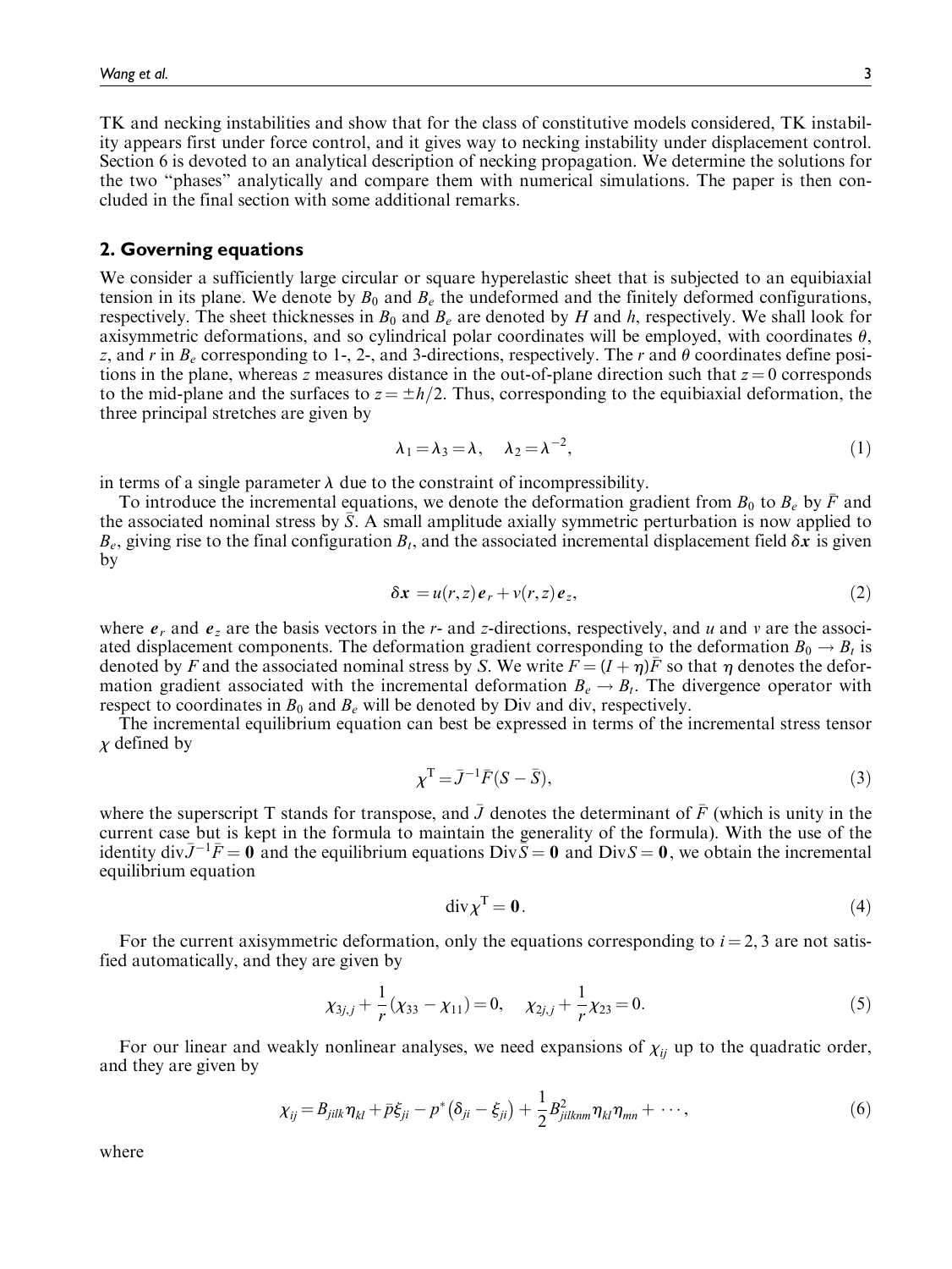TK and necking instabilities and show that for the class of constitutive models considered, TK instability appears first under force control, and it gives way to necking instability under displacement control. Section 6 is devoted to an analytical description of necking propagation. We determine the solutions for the two "phases" analytically and compare them with numerical simulations. The paper is then concluded in the final section with some additional remarks.

## 2. Governing equations

We consider a sufficiently large circular or square hyperelastic sheet that is subjected to an equibiaxial tension in its plane. We denote by $B_0$ and $B_e$ the undeformed and the finitely deformed configurations, respectively. The sheet thicknesses in $B_0$ and $B_e$ are denoted by $H$ and $h$, respectively. We shall look for axisymmetric deformations, and so cylindrical polar coordinates will be employed, with coordinates $\theta$, $z$, and $r$ in $B_e$ corresponding to 1-, 2-, and 3-directions, respectively. The $r$ and $\theta$ coordinates define positions in the plane, whereas $z$ measures distance in the out-of-plane direction such that $z = 0$ corresponds to the mid-plane and the surfaces to $z = \pm h/2$. Thus, corresponding to the equibiaxial deformation, the three principal stretches are given by

$$\lambda_1 = \lambda_3 = \lambda, \quad \lambda_2 = \lambda^{-2}, \tag{1}$$

in terms of a single parameter $\lambda$ due to the constraint of incompressibility.

To introduce the incremental equations, we denote the deformation gradient from $B_0$ to $B_e$ by $\bar{F}$ and the associated nominal stress by $\bar{S}$. A small amplitude axially symmetric perturbation is now applied to $B_e$, giving rise to the final configuration $B_t$, and the associated incremental displacement field $\delta \boldsymbol{x}$ is given by

$$\delta \boldsymbol{x} = u(r, z)\boldsymbol{e}_r + v(r, z)\boldsymbol{e}_z, \tag{2}$$

where $\boldsymbol{e}_r$ and $\boldsymbol{e}_z$ are the basis vectors in the $r$- and $z$-directions, respectively, and $u$ and $v$ are the associated displacement components. The deformation gradient corresponding to the deformation $B_0 \to B_t$ is denoted by $F$ and the associated nominal stress by $S$. We write $F = (I + \eta)\bar{F}$ so that $\eta$ denotes the deformation gradient associated with the incremental deformation $B_e \to B_t$. The divergence operator with respect to coordinates in $B_0$ and $B_e$ will be denoted by Div and div, respectively.

The incremental equilibrium equation can best be expressed in terms of the incremental stress tensor $\chi$ defined by

$$\chi^{\mathrm{T}} = \bar{J}^{-1}\bar{F}(S - \bar{S}), \tag{3}$$

where the superscript T stands for transpose, and $\bar{J}$ denotes the determinant of $\bar{F}$ (which is unity in the current case but is kept in the formula to maintain the generality of the formula). With the use of the identity $\mathrm{div}\bar{J}^{-1}\bar{F} = \boldsymbol{0}$ and the equilibrium equations $\mathrm{Div}\bar{S} = \boldsymbol{0}$ and $\mathrm{Div}S = \boldsymbol{0}$, we obtain the incremental equilibrium equation

$$\mathrm{div}\,\chi^{\mathrm{T}} = \boldsymbol{0}. \tag{4}$$

For the current axisymmetric deformation, only the equations corresponding to $i = 2, 3$ are not satisfied automatically, and they are given by

$$\chi_{3j,j} + \frac{1}{r}(\chi_{33} - \chi_{11}) = 0, \quad \chi_{2j,j} + \frac{1}{r}\chi_{23} = 0. \tag{5}$$

For our linear and weakly nonlinear analyses, we need expansions of $\chi_{ij}$ up to the quadratic order, and they are given by

$$\chi_{ij} = B_{jilk}\eta_{kl} + \bar{p}\xi_{ji} - p^*\left(\delta_{ji} - \xi_{ji}\right) + \frac{1}{2}B^2_{jilknm}\eta_{kl}\eta_{mn} + \cdots, \tag{6}$$

where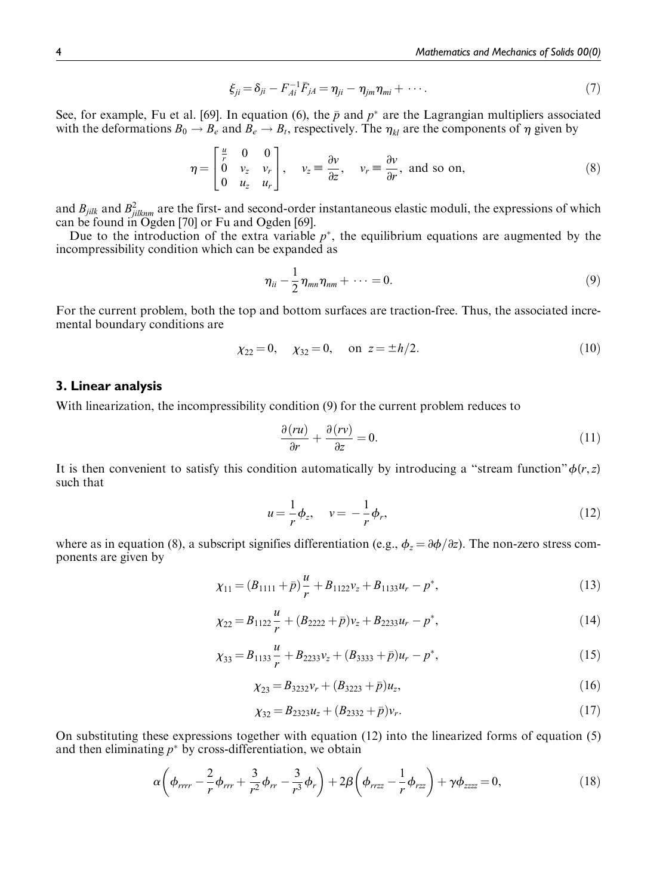$$\xi_{ji} = \delta_{ji} - F_{Ai}^{-1}\bar{F}_{jA} = \eta_{ji} - \eta_{jm}\eta_{mi} + \cdots. \tag{7}$$

See, for example, Fu et al. [69]. In equation (6), the $\bar{p}$ and $p^*$ are the Lagrangian multipliers associated with the deformations $B_0 \rightarrow B_e$ and $B_e \rightarrow B_t$, respectively. The $\eta_{kl}$ are the components of $\eta$ given by

$$\eta = \begin{bmatrix} \frac{u}{r} & 0 & 0 \\ 0 & v_z & v_r \\ 0 & u_z & u_r \end{bmatrix}, \quad v_z \equiv \frac{\partial v}{\partial z}, \quad v_r \equiv \frac{\partial v}{\partial r}, \text{ and so on,} \tag{8}$$

and $B_{jilk}$ and $B^2_{jilknm}$ are the first- and second-order instantaneous elastic moduli, the expressions of which can be found in Ogden [70] or Fu and Ogden [69].

Due to the introduction of the extra variable $p^*$, the equilibrium equations are augmented by the incompressibility condition which can be expanded as

$$\eta_{ii} - \frac{1}{2}\eta_{mn}\eta_{nm} + \cdots = 0. \tag{9}$$

For the current problem, both the top and bottom surfaces are traction-free. Thus, the associated incremental boundary conditions are

$$\chi_{22} = 0, \quad \chi_{32} = 0, \quad \text{on } z = \pm h/2. \tag{10}$$

## 3. Linear analysis

With linearization, the incompressibility condition (9) for the current problem reduces to

$$\frac{\partial(ru)}{\partial r} + \frac{\partial(rv)}{\partial z} = 0. \tag{11}$$

It is then convenient to satisfy this condition automatically by introducing a "stream function" $\phi(r, z)$ such that

$$u = \frac{1}{r}\phi_z, \quad v = -\frac{1}{r}\phi_r, \tag{12}$$

where as in equation (8), a subscript signifies differentiation (e.g., $\phi_z = \partial\phi/\partial z$). The non-zero stress components are given by

$$\chi_{11} = (B_{1111} + \bar{p})\frac{u}{r} + B_{1122}v_z + B_{1133}u_r - p^*, \tag{13}$$

$$\chi_{22} = B_{1122}\frac{u}{r} + (B_{2222} + \bar{p})v_z + B_{2233}u_r - p^*, \tag{14}$$

$$\chi_{33} = B_{1133}\frac{u}{r} + B_{2233}v_z + (B_{3333} + \bar{p})u_r - p^*, \tag{15}$$

$$\chi_{23} = B_{3232}v_r + (B_{3223} + \bar{p})u_z, \tag{16}$$

$$\chi_{32} = B_{2323}u_z + (B_{2332} + \bar{p})v_r. \tag{17}$$

On substituting these expressions together with equation (12) into the linearized forms of equation (5) and then eliminating $p^*$ by cross-differentiation, we obtain

$$\alpha\left(\phi_{rrrr} - \frac{2}{r}\phi_{rrr} + \frac{3}{r^2}\phi_{rr} - \frac{3}{r^3}\phi_r\right) + 2\beta\left(\phi_{rrzz} - \frac{1}{r}\phi_{rzz}\right) + \gamma\phi_{zzzz} = 0, \tag{18}$$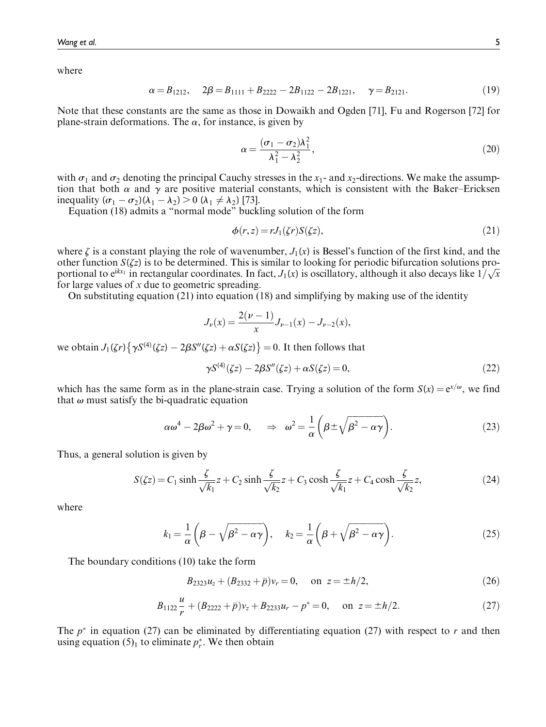where

$$\alpha = B_{1212}, \quad 2\beta = B_{1111} + B_{2222} - 2B_{1122} - 2B_{1221}, \quad \gamma = B_{2121}. \tag{19}$$

Note that these constants are the same as those in Dowaikh and Ogden [71], Fu and Rogerson [72] for plane-strain deformations. The $\alpha$, for instance, is given by

$$\alpha = \frac{(\sigma_1 - \sigma_2)\lambda_1^2}{\lambda_1^2 - \lambda_2^2}, \tag{20}$$

with $\sigma_1$ and $\sigma_2$ denoting the principal Cauchy stresses in the $x_1$- and $x_2$-directions. We make the assumption that both $\alpha$ and $\gamma$ are positive material constants, which is consistent with the Baker–Ericksen inequality $(\sigma_1 - \sigma_2)(\lambda_1 - \lambda_2) > 0$ $(\lambda_1 \neq \lambda_2)$ [73].

Equation (18) admits a "normal mode" buckling solution of the form

$$\phi(r, z) = rJ_1(\zeta r)S(\zeta z), \tag{21}$$

where $\zeta$ is a constant playing the role of wavenumber, $J_1(x)$ is Bessel's function of the first kind, and the other function $S(\zeta z)$ is to be determined. This is similar to looking for periodic bifurcation solutions proportional to $e^{ikx_1}$ in rectangular coordinates. In fact, $J_1(x)$ is oscillatory, although it also decays like $1/\sqrt{x}$ for large values of $x$ due to geometric spreading.

On substituting equation (21) into equation (18) and simplifying by making use of the identity

$$J_\nu(x) = \frac{2(\nu - 1)}{x} J_{\nu-1}(x) - J_{\nu-2}(x),$$

we obtain $J_1(\zeta r)\left\{\gamma S^{(4)}(\zeta z) - 2\beta S''(\zeta z) + \alpha S(\zeta z)\right\} = 0$. It then follows that

$$\gamma S^{(4)}(\zeta z) - 2\beta S''(\zeta z) + \alpha S(\zeta z) = 0, \tag{22}$$

which has the same form as in the plane-strain case. Trying a solution of the form $S(x) = e^{x/\omega}$, we find that $\omega$ must satisfy the bi-quadratic equation

$$\alpha\omega^4 - 2\beta\omega^2 + \gamma = 0, \quad \Rightarrow \quad \omega^2 = \frac{1}{\alpha}\left(\beta \pm \sqrt{\beta^2 - \alpha\gamma}\right). \tag{23}$$

Thus, a general solution is given by

$$S(\zeta z) = C_1 \sinh\frac{\zeta}{\sqrt{k_1}}z + C_2 \sinh\frac{\zeta}{\sqrt{k_2}}z + C_3 \cosh\frac{\zeta}{\sqrt{k_1}}z + C_4 \cosh\frac{\zeta}{\sqrt{k_2}}z, \tag{24}$$

where

$$k_1 = \frac{1}{\alpha}\left(\beta - \sqrt{\beta^2 - \alpha\gamma}\right), \quad k_2 = \frac{1}{\alpha}\left(\beta + \sqrt{\beta^2 - \alpha\gamma}\right). \tag{25}$$

The boundary conditions (10) take the form

$$B_{2323}u_z + (B_{2332} + \bar{p})v_r = 0, \quad \text{on } z = \pm h/2, \tag{26}$$

$$B_{1122}\frac{u}{r} + (B_{2222} + \bar{p})v_z + B_{2233}u_r - p^* = 0, \quad \text{on } z = \pm h/2. \tag{27}$$

The $p^*$ in equation (27) can be eliminated by differentiating equation (27) with respect to $r$ and then using equation $(5)_1$ to eliminate $p^*_r$. We then obtain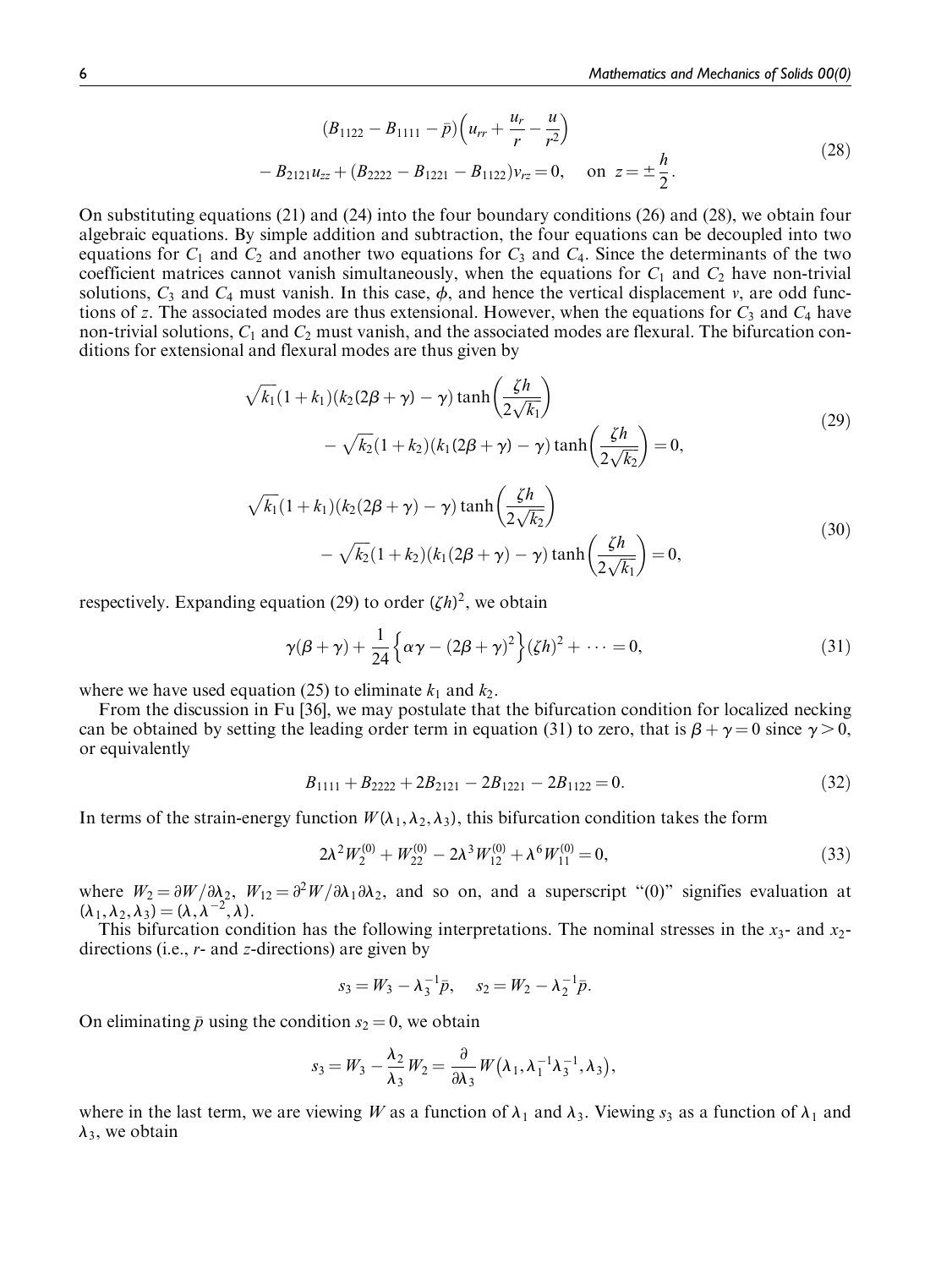$$(B_{1122} - B_{1111} - \bar{p})\left(u_{rr} + \frac{u_r}{r} - \frac{u}{r^2}\right) \\ - B_{2121}u_{zz} + (B_{2222} - B_{1221} - B_{1122})v_{rz} = 0, \quad \text{on } z = \pm\frac{h}{2}. \tag{28}$$

On substituting equations (21) and (24) into the four boundary conditions (26) and (28), we obtain four algebraic equations. By simple addition and subtraction, the four equations can be decoupled into two equations for $C_1$ and $C_2$ and another two equations for $C_3$ and $C_4$. Since the determinants of the two coefficient matrices cannot vanish simultaneously, when the equations for $C_1$ and $C_2$ have non-trivial solutions, $C_3$ and $C_4$ must vanish. In this case, $\phi$, and hence the vertical displacement $v$, are odd functions of $z$. The associated modes are thus extensional. However, when the equations for $C_3$ and $C_4$ have non-trivial solutions, $C_1$ and $C_2$ must vanish, and the associated modes are flexural. The bifurcation conditions for extensional and flexural modes are thus given by

$$\sqrt{k_1}(1+k_1)(k_2(2\beta+\gamma)-\gamma)\tanh\left(\frac{\zeta h}{2\sqrt{k_1}}\right) \\ - \sqrt{k_2}(1+k_2)(k_1(2\beta+\gamma)-\gamma)\tanh\left(\frac{\zeta h}{2\sqrt{k_2}}\right) = 0, \tag{29}$$

$$\sqrt{k_1}(1+k_1)(k_2(2\beta+\gamma)-\gamma)\tanh\left(\frac{\zeta h}{2\sqrt{k_2}}\right) \\ - \sqrt{k_2}(1+k_2)(k_1(2\beta+\gamma)-\gamma)\tanh\left(\frac{\zeta h}{2\sqrt{k_1}}\right) = 0, \tag{30}$$

respectively. Expanding equation (29) to order $(\zeta h)^2$, we obtain

$$\gamma(\beta+\gamma) + \frac{1}{24}\left\{\alpha\gamma - (2\beta+\gamma)^2\right\}(\zeta h)^2 + \cdots = 0, \tag{31}$$

where we have used equation (25) to eliminate $k_1$ and $k_2$.

From the discussion in Fu [36], we may postulate that the bifurcation condition for localized necking can be obtained by setting the leading order term in equation (31) to zero, that is $\beta + \gamma = 0$ since $\gamma > 0$, or equivalently

$$B_{1111} + B_{2222} + 2B_{2121} - 2B_{1221} - 2B_{1122} = 0. \tag{32}$$

In terms of the strain-energy function $W(\lambda_1, \lambda_2, \lambda_3)$, this bifurcation condition takes the form

$$2\lambda^2 W_2^{(0)} + W_{22}^{(0)} - 2\lambda^3 W_{12}^{(0)} + \lambda^6 W_{11}^{(0)} = 0, \tag{33}$$

where $W_2 = \partial W/\partial\lambda_2$, $W_{12} = \partial^2 W/\partial\lambda_1\partial\lambda_2$, and so on, and a superscript "(0)" signifies evaluation at $(\lambda_1, \lambda_2, \lambda_3) = (\lambda, \lambda^{-2}, \lambda)$.

This bifurcation condition has the following interpretations. The nominal stresses in the $x_3$- and $x_2$-directions (i.e., $r$- and $z$-directions) are given by

$$s_3 = W_3 - \lambda_3^{-1}\bar{p}, \quad s_2 = W_2 - \lambda_2^{-1}\bar{p}.$$

On eliminating $\bar{p}$ using the condition $s_2 = 0$, we obtain

$$s_3 = W_3 - \frac{\lambda_2}{\lambda_3}W_2 = \frac{\partial}{\partial\lambda_3}W\left(\lambda_1, \lambda_1^{-1}\lambda_3^{-1}, \lambda_3\right),$$

where in the last term, we are viewing $W$ as a function of $\lambda_1$ and $\lambda_3$. Viewing $s_3$ as a function of $\lambda_1$ and $\lambda_3$, we obtain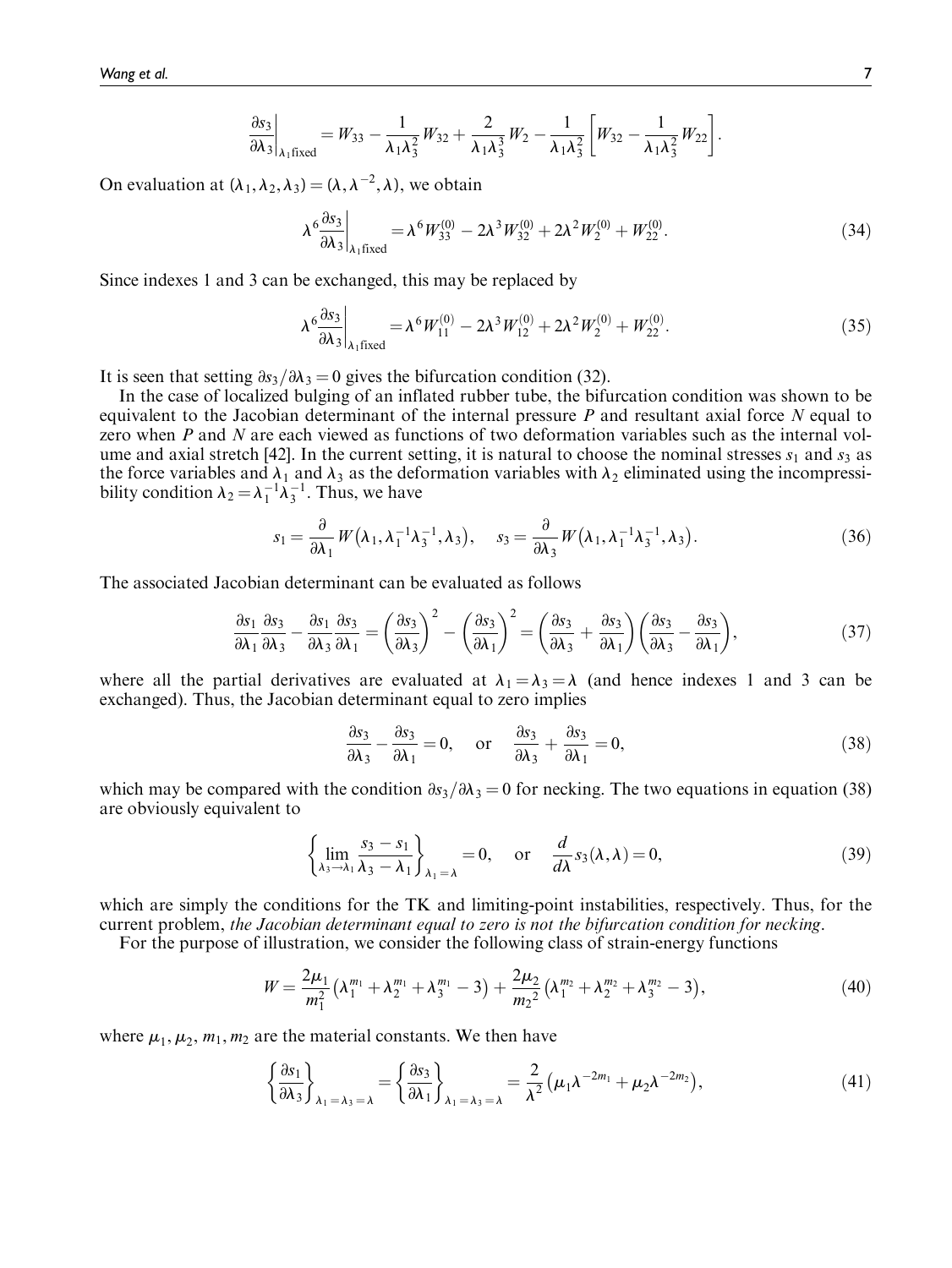$$\left.\frac{\partial s_3}{\partial \lambda_3}\right|_{\lambda_1 \text{fixed}} = W_{33} - \frac{1}{\lambda_1 \lambda_3^2} W_{32} + \frac{2}{\lambda_1 \lambda_3^3} W_2 - \frac{1}{\lambda_1 \lambda_3^2}\left[W_{32} - \frac{1}{\lambda_1 \lambda_3^2} W_{22}\right].$$

On evaluation at $(\lambda_1, \lambda_2, \lambda_3) = (\lambda, \lambda^{-2}, \lambda)$, we obtain

$$\lambda^6 \left.\frac{\partial s_3}{\partial \lambda_3}\right|_{\lambda_1 \text{fixed}} = \lambda^6 W_{33}^{(0)} - 2\lambda^3 W_{32}^{(0)} + 2\lambda^2 W_2^{(0)} + W_{22}^{(0)}. \tag{34}$$

Since indexes 1 and 3 can be exchanged, this may be replaced by

$$\lambda^6 \left.\frac{\partial s_3}{\partial \lambda_3}\right|_{\lambda_1 \text{fixed}} = \lambda^6 W_{11}^{(0)} - 2\lambda^3 W_{12}^{(0)} + 2\lambda^2 W_2^{(0)} + W_{22}^{(0)}. \tag{35}$$

It is seen that setting $\partial s_3/\partial \lambda_3 = 0$ gives the bifurcation condition (32).

In the case of localized bulging of an inflated rubber tube, the bifurcation condition was shown to be equivalent to the Jacobian determinant of the internal pressure $P$ and resultant axial force $N$ equal to zero when $P$ and $N$ are each viewed as functions of two deformation variables such as the internal volume and axial stretch [42]. In the current setting, it is natural to choose the nominal stresses $s_1$ and $s_3$ as the force variables and $\lambda_1$ and $\lambda_3$ as the deformation variables with $\lambda_2$ eliminated using the incompressibility condition $\lambda_2 = \lambda_1^{-1}\lambda_3^{-1}$. Thus, we have

$$s_1 = \frac{\partial}{\partial \lambda_1} W\left(\lambda_1, \lambda_1^{-1}\lambda_3^{-1}, \lambda_3\right), \quad s_3 = \frac{\partial}{\partial \lambda_3} W\left(\lambda_1, \lambda_1^{-1}\lambda_3^{-1}, \lambda_3\right). \tag{36}$$

The associated Jacobian determinant can be evaluated as follows

$$\frac{\partial s_1}{\partial \lambda_1}\frac{\partial s_3}{\partial \lambda_3} - \frac{\partial s_1}{\partial \lambda_3}\frac{\partial s_3}{\partial \lambda_1} = \left(\frac{\partial s_3}{\partial \lambda_3}\right)^2 - \left(\frac{\partial s_3}{\partial \lambda_1}\right)^2 = \left(\frac{\partial s_3}{\partial \lambda_3} + \frac{\partial s_3}{\partial \lambda_1}\right)\left(\frac{\partial s_3}{\partial \lambda_3} - \frac{\partial s_3}{\partial \lambda_1}\right), \tag{37}$$

where all the partial derivatives are evaluated at $\lambda_1 = \lambda_3 = \lambda$ (and hence indexes 1 and 3 can be exchanged). Thus, the Jacobian determinant equal to zero implies

$$\frac{\partial s_3}{\partial \lambda_3} - \frac{\partial s_3}{\partial \lambda_1} = 0, \quad \text{or} \quad \frac{\partial s_3}{\partial \lambda_3} + \frac{\partial s_3}{\partial \lambda_1} = 0, \tag{38}$$

which may be compared with the condition $\partial s_3/\partial \lambda_3 = 0$ for necking. The two equations in equation (38) are obviously equivalent to

$$\left\{\lim_{\lambda_3 \to \lambda_1} \frac{s_3 - s_1}{\lambda_3 - \lambda_1}\right\}_{\lambda_1 = \lambda} = 0, \quad \text{or} \quad \frac{d}{d\lambda} s_3(\lambda, \lambda) = 0, \tag{39}$$

which are simply the conditions for the TK and limiting-point instabilities, respectively. Thus, for the current problem, *the Jacobian determinant equal to zero is not the bifurcation condition for necking*.

For the purpose of illustration, we consider the following class of strain-energy functions

$$W = \frac{2\mu_1}{m_1^2}\left(\lambda_1^{m_1} + \lambda_2^{m_1} + \lambda_3^{m_1} - 3\right) + \frac{2\mu_2}{m_2^2}\left(\lambda_1^{m_2} + \lambda_2^{m_2} + \lambda_3^{m_2} - 3\right), \tag{40}$$

where $\mu_1, \mu_2, m_1, m_2$ are the material constants. We then have

$$\left\{\frac{\partial s_1}{\partial \lambda_3}\right\}_{\lambda_1 = \lambda_3 = \lambda} = \left\{\frac{\partial s_3}{\partial \lambda_1}\right\}_{\lambda_1 = \lambda_3 = \lambda} = \frac{2}{\lambda^2}\left(\mu_1 \lambda^{-2m_1} + \mu_2 \lambda^{-2m_2}\right), \tag{41}$$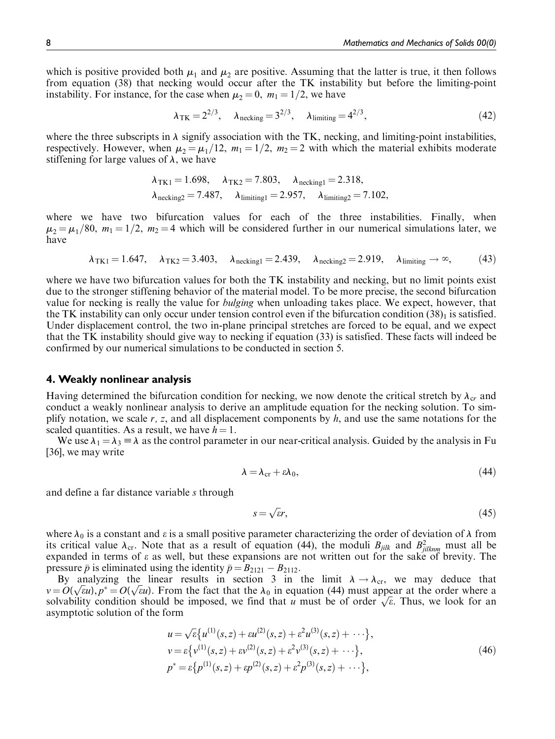which is positive provided both $\mu_1$ and $\mu_2$ are positive. Assuming that the latter is true, it then follows from equation (38) that necking would occur after the TK instability but before the limiting-point instability. For instance, for the case when $\mu_2 = 0,\ m_1 = 1/2$, we have

$$\lambda_{\rm TK} = 2^{2/3}, \quad \lambda_{\rm necking} = 3^{2/3}, \quad \lambda_{\rm limiting} = 4^{2/3}, \tag{42}$$

where the three subscripts in $\lambda$ signify association with the TK, necking, and limiting-point instabilities, respectively. However, when $\mu_2 = \mu_1/12,\ m_1 = 1/2,\ m_2 = 2$ with which the material exhibits moderate stiffening for large values of $\lambda$, we have

$$\lambda_{\rm TK1} = 1.698, \quad \lambda_{\rm TK2} = 7.803, \quad \lambda_{\rm necking1} = 2.318,$$
$$\lambda_{\rm necking2} = 7.487, \quad \lambda_{\rm limiting1} = 2.957, \quad \lambda_{\rm limiting2} = 7.102,$$

where we have two bifurcation values for each of the three instabilities. Finally, when $\mu_2 = \mu_1/80,\ m_1 = 1/2,\ m_2 = 4$ which will be considered further in our numerical simulations later, we have

$$\lambda_{\rm TK1} = 1.647, \quad \lambda_{\rm TK2} = 3.403, \quad \lambda_{\rm necking1} = 2.439, \quad \lambda_{\rm necking2} = 2.919, \quad \lambda_{\rm limiting} \to \infty, \tag{43}$$

where we have two bifurcation values for both the TK instability and necking, but no limit points exist due to the stronger stiffening behavior of the material model. To be more precise, the second bifurcation value for necking is really the value for *bulging* when unloading takes place. We expect, however, that the TK instability can only occur under tension control even if the bifurcation condition $(38)_1$ is satisfied. Under displacement control, the two in-plane principal stretches are forced to be equal, and we expect that the TK instability should give way to necking if equation (33) is satisfied. These facts will indeed be confirmed by our numerical simulations to be conducted in section 5.

## 4. Weakly nonlinear analysis

Having determined the bifurcation condition for necking, we now denote the critical stretch by $\lambda_{cr}$ and conduct a weakly nonlinear analysis to derive an amplitude equation for the necking solution. To simplify notation, we scale $r$, $z$, and all displacement components by $h$, and use the same notations for the scaled quantities. As a result, we have $h = 1$.

We use $\lambda_1 = \lambda_3 \equiv \lambda$ as the control parameter in our near-critical analysis. Guided by the analysis in Fu [36], we may write

$$\lambda = \lambda_{\rm cr} + \varepsilon \lambda_0, \tag{44}$$

and define a far distance variable $s$ through

$$s = \sqrt{\varepsilon} r, \tag{45}$$

where $\lambda_0$ is a constant and $\varepsilon$ is a small positive parameter characterizing the order of deviation of $\lambda$ from its critical value $\lambda_{\rm cr}$. Note that as a result of equation (44), the moduli $B_{jilk}$ and $B^2_{jilknm}$ must all be expanded in terms of $\varepsilon$ as well, but these expansions are not written out for the sake of brevity. The pressure $\bar{p}$ is eliminated using the identity $\bar{p} = B_{2121} - B_{2112}$.

By analyzing the linear results in section 3 in the limit $\lambda \to \lambda_{\rm cr}$, we may deduce that $v = O(\sqrt{\varepsilon} u), p^* = O(\sqrt{\varepsilon} u)$. From the fact that the $\lambda_0$ in equation (44) must appear at the order where a solvability condition should be imposed, we find that $u$ must be of order $\sqrt{\varepsilon}$. Thus, we look for an asymptotic solution of the form

$$\begin{aligned}
u &= \sqrt{\varepsilon}\left\{u^{(1)}(s,z) + \varepsilon u^{(2)}(s,z) + \varepsilon^2 u^{(3)}(s,z) + \cdots\right\}, \\
v &= \varepsilon\left\{v^{(1)}(s,z) + \varepsilon v^{(2)}(s,z) + \varepsilon^2 v^{(3)}(s,z) + \cdots\right\}, \\
p^* &= \varepsilon\left\{p^{(1)}(s,z) + \varepsilon p^{(2)}(s,z) + \varepsilon^2 p^{(3)}(s,z) + \cdots\right\},
\end{aligned} \tag{46}$$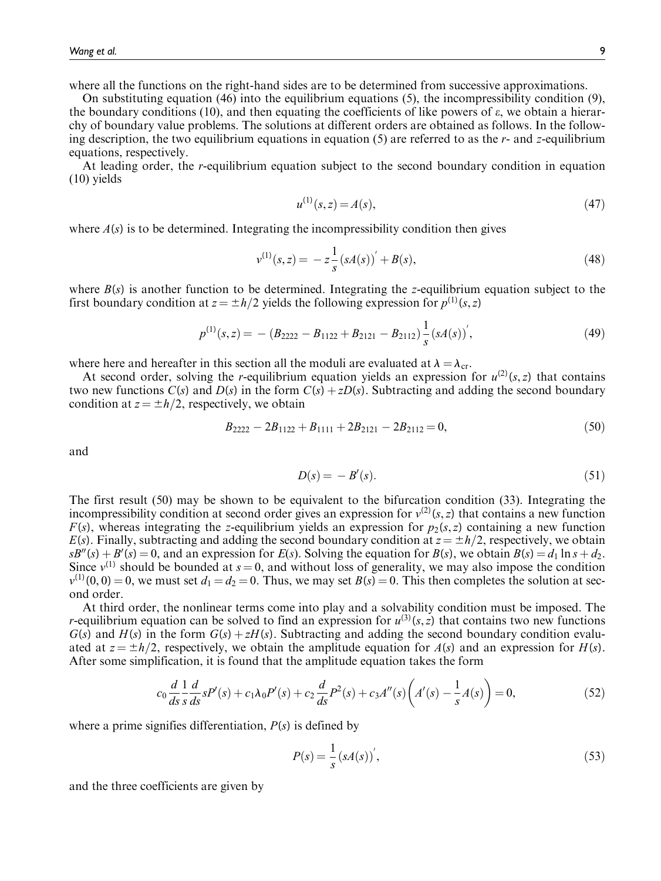where all the functions on the right-hand sides are to be determined from successive approximations.

On substituting equation (46) into the equilibrium equations (5), the incompressibility condition (9), the boundary conditions (10), and then equating the coefficients of like powers of $\varepsilon$, we obtain a hierarchy of boundary value problems. The solutions at different orders are obtained as follows. In the following description, the two equilibrium equations in equation (5) are referred to as the $r$- and $z$-equilibrium equations, respectively.

At leading order, the $r$-equilibrium equation subject to the second boundary condition in equation (10) yields

$$u^{(1)}(s,z) = A(s), \tag{47}$$

where $A(s)$ is to be determined. Integrating the incompressibility condition then gives

$$v^{(1)}(s,z) = -z\frac{1}{s}(sA(s))' + B(s), \tag{48}$$

where $B(s)$ is another function to be determined. Integrating the $z$-equilibrium equation subject to the first boundary condition at $z = \pm h/2$ yields the following expression for $p^{(1)}(s,z)$

$$p^{(1)}(s,z) = -(B_{2222} - B_{1122} + B_{2121} - B_{2112})\frac{1}{s}(sA(s))', \tag{49}$$

where here and hereafter in this section all the moduli are evaluated at $\lambda = \lambda_{\mathrm{cr}}$.

At second order, solving the $r$-equilibrium equation yields an expression for $u^{(2)}(s,z)$ that contains two new functions $C(s)$ and $D(s)$ in the form $C(s) + zD(s)$. Subtracting and adding the second boundary condition at $z = \pm h/2$, respectively, we obtain

$$B_{2222} - 2B_{1122} + B_{1111} + 2B_{2121} - 2B_{2112} = 0, \tag{50}$$

and

$$D(s) = -B'(s). \tag{51}$$

The first result (50) may be shown to be equivalent to the bifurcation condition (33). Integrating the incompressibility condition at second order gives an expression for $v^{(2)}(s,z)$ that contains a new function $F(s)$, whereas integrating the $z$-equilibrium yields an expression for $p_2(s,z)$ containing a new function $E(s)$. Finally, subtracting and adding the second boundary condition at $z = \pm h/2$, respectively, we obtain $sB''(s) + B'(s) = 0$, and an expression for $E(s)$. Solving the equation for $B(s)$, we obtain $B(s) = d_1 \ln s + d_2$. Since $v^{(1)}$ should be bounded at $s = 0$, and without loss of generality, we may also impose the condition $v^{(1)}(0,0) = 0$, we must set $d_1 = d_2 = 0$. Thus, we may set $B(s) = 0$. This then completes the solution at second order.

At third order, the nonlinear terms come into play and a solvability condition must be imposed. The $r$-equilibrium equation can be solved to find an expression for $u^{(3)}(s,z)$ that contains two new functions $G(s)$ and $H(s)$ in the form $G(s) + zH(s)$. Subtracting and adding the second boundary condition evaluated at $z = \pm h/2$, respectively, we obtain the amplitude equation for $A(s)$ and an expression for $H(s)$. After some simplification, it is found that the amplitude equation takes the form

$$c_0\frac{d}{ds}\frac{1}{s}\frac{d}{ds}sP'(s) + c_1\lambda_0 P'(s) + c_2\frac{d}{ds}P^2(s) + c_3 A''(s)\left(A'(s) - \frac{1}{s}A(s)\right) = 0, \tag{52}$$

where a prime signifies differentiation, $P(s)$ is defined by

$$P(s) = \frac{1}{s}(sA(s))', \tag{53}$$

and the three coefficients are given by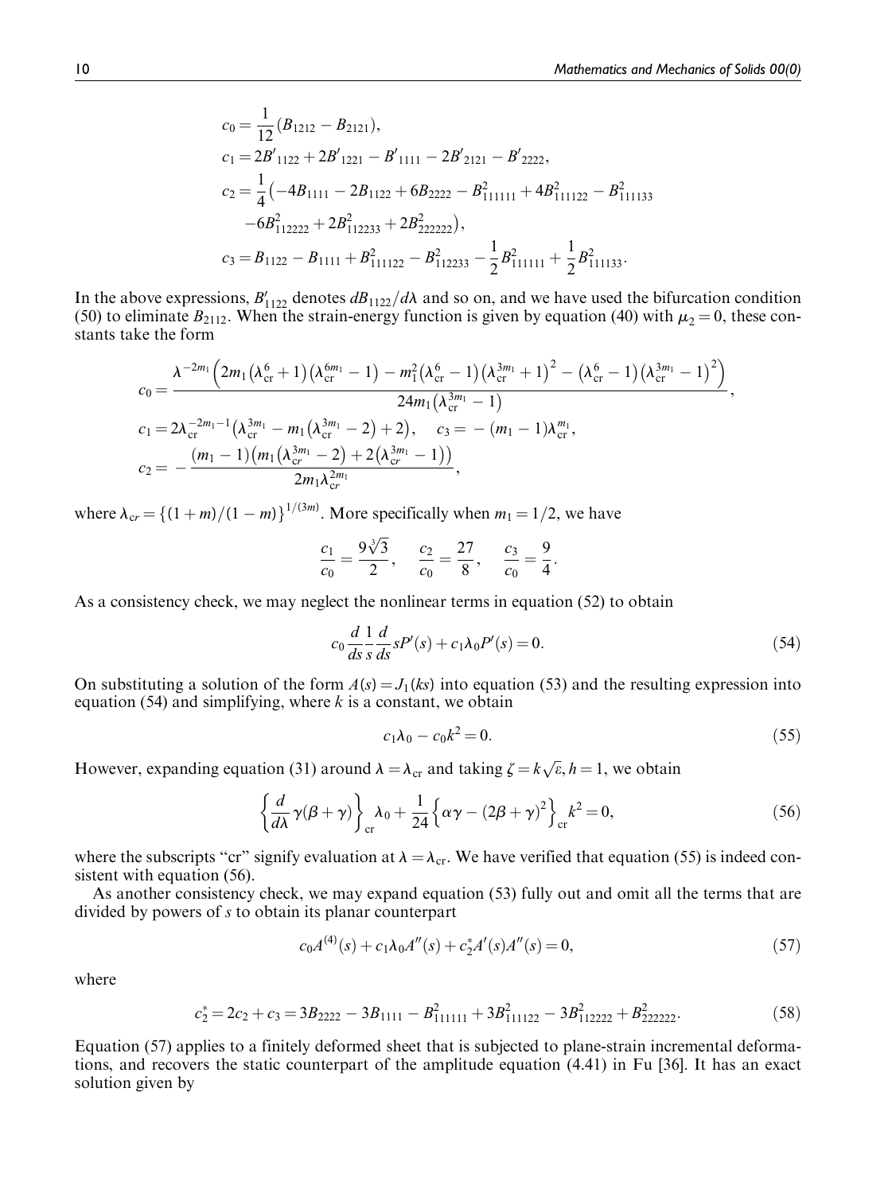$$
\begin{aligned}
c_0 &= \frac{1}{12}(B_{1212} - B_{2121}),\\
c_1 &= 2B'_{1122} + 2B'_{1221} - B'_{1111} - 2B'_{2121} - B'_{2222},\\
c_2 &= \frac{1}{4}\big(-4B_{1111} - 2B_{1122} + 6B_{2222} - B^2_{111111} + 4B^2_{111122} - B^2_{111133}\\
&\quad -6B^2_{112222} + 2B^2_{112233} + 2B^2_{222222}\big),\\
c_3 &= B_{1122} - B_{1111} + B^2_{111122} - B^2_{112233} - \frac{1}{2}B^2_{111111} + \frac{1}{2}B^2_{111133}.
\end{aligned}
$$

In the above expressions, $B'_{1122}$ denotes $dB_{1122}/d\lambda$ and so on, and we have used the bifurcation condition (50) to eliminate $B_{2112}$. When the strain-energy function is given by equation (40) with $\mu_2 = 0$, these constants take the form

$$
c_0 = \frac{\lambda^{-2m_1}\Big(2m_1\big(\lambda_{\rm cr}^6+1\big)\big(\lambda_{\rm cr}^{6m_1}-1\big) - m_1^2\big(\lambda_{\rm cr}^6-1\big)\big(\lambda_{\rm cr}^{3m_1}+1\big)^2 - \big(\lambda_{\rm cr}^6-1\big)\big(\lambda_{\rm cr}^{3m_1}-1\big)^2\Big)}{24m_1\big(\lambda_{\rm cr}^{3m_1}-1\big)},
$$

$$
c_1 = 2\lambda_{\rm cr}^{-2m_1-1}\big(\lambda_{\rm cr}^{3m_1} - m_1\big(\lambda_{\rm cr}^{3m_1}-2\big)+2\big), \quad c_3 = -(m_1-1)\lambda_{\rm cr}^{m_1},
$$

$$
c_2 = -\frac{(m_1-1)\big(m_1\big(\lambda_{cr}^{3m_1}-2\big)+2\big(\lambda_{cr}^{3m_1}-1\big)\big)}{2m_1\lambda_{\rm cr}^{2m_1}},
$$

where $\lambda_{cr} = \{(1+m)/(1-m)\}^{1/(3m)}$. More specifically when $m_1 = 1/2$, we have

$$
\frac{c_1}{c_0} = \frac{9\sqrt[3]{3}}{2}, \quad \frac{c_2}{c_0} = \frac{27}{8}, \quad \frac{c_3}{c_0} = \frac{9}{4}.
$$

As a consistency check, we may neglect the nonlinear terms in equation (52) to obtain

$$
c_0 \frac{d}{ds}\frac{1}{s}\frac{d}{ds}sP'(s) + c_1\lambda_0 P'(s) = 0. \tag{54}
$$

On substituting a solution of the form $A(s) = J_1(ks)$ into equation (53) and the resulting expression into equation (54) and simplifying, where $k$ is a constant, we obtain

$$
c_1\lambda_0 - c_0k^2 = 0. \tag{55}
$$

However, expanding equation (31) around $\lambda = \lambda_{\rm cr}$ and taking $\zeta = k\sqrt{\varepsilon}, h = 1$, we obtain

$$
\left\{\frac{d}{d\lambda}\gamma(\beta+\gamma)\right\}_{\rm cr}\lambda_0 + \frac{1}{24}\left\{\alpha\gamma - (2\beta+\gamma)^2\right\}_{\rm cr}k^2 = 0, \tag{56}
$$

where the subscripts "cr" signify evaluation at $\lambda = \lambda_{\rm cr}$. We have verified that equation (55) is indeed consistent with equation (56).

As another consistency check, we may expand equation (53) fully out and omit all the terms that are divided by powers of $s$ to obtain its planar counterpart

$$
c_0A^{(4)}(s) + c_1\lambda_0A''(s) + c_2^*A'(s)A''(s) = 0, \tag{57}
$$

where

$$
c_2^* = 2c_2 + c_3 = 3B_{2222} - 3B_{1111} - B^2_{111111} + 3B^2_{111122} - 3B^2_{112222} + B^2_{222222}. \tag{58}
$$

Equation (57) applies to a finitely deformed sheet that is subjected to plane-strain incremental deformations, and recovers the static counterpart of the amplitude equation (4.41) in Fu [36]. It has an exact solution given by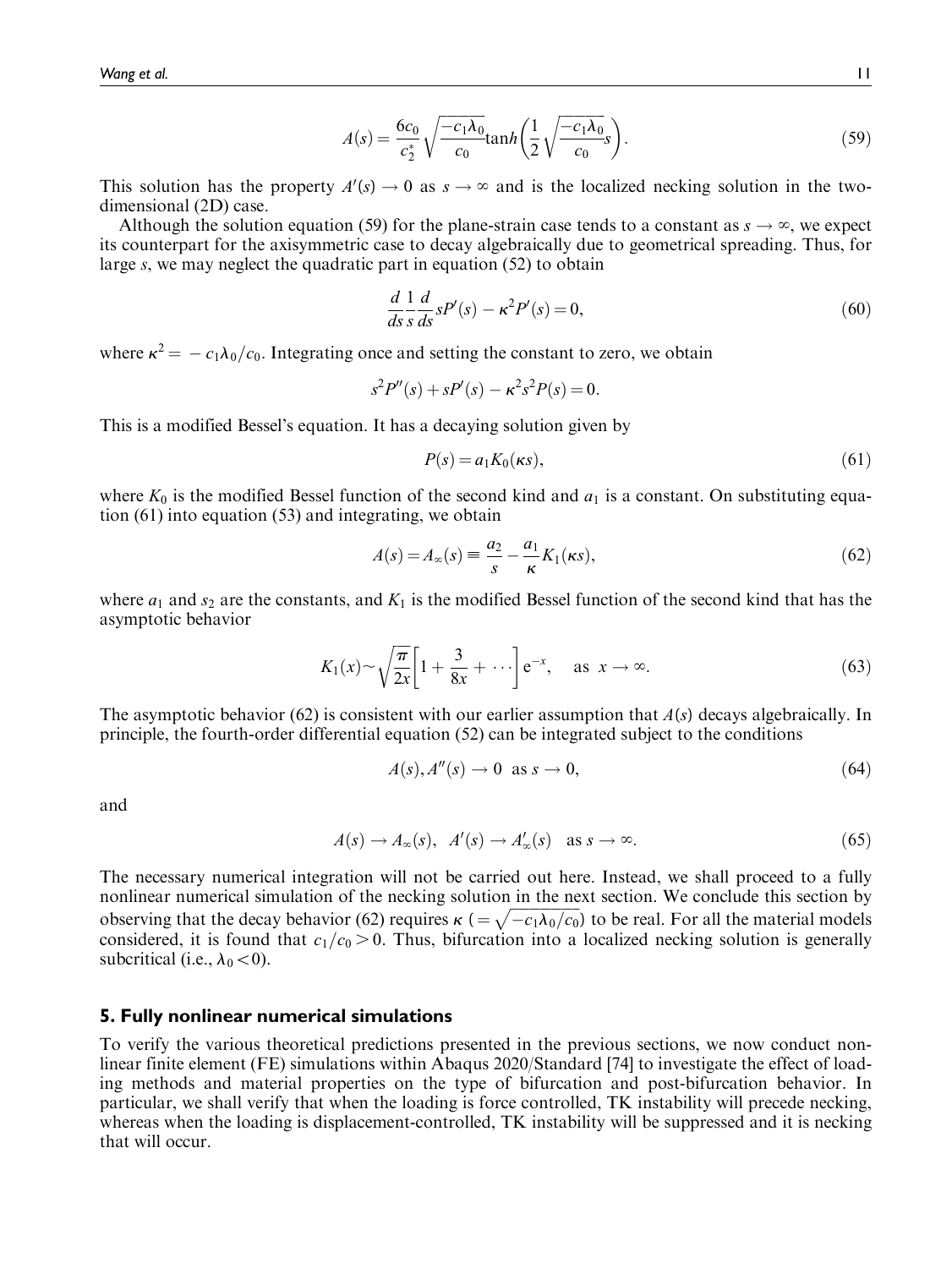$$A(s) = \frac{6c_0}{c_2^*}\sqrt{\frac{-c_1\lambda_0}{c_0}}\tanh\left(\frac{1}{2}\sqrt{\frac{-c_1\lambda_0}{c_0}}s\right). \tag{59}$$

This solution has the property $A'(s) \to 0$ as $s \to \infty$ and is the localized necking solution in the two-dimensional (2D) case.

Although the solution equation (59) for the plane-strain case tends to a constant as $s \to \infty$, we expect its counterpart for the axisymmetric case to decay algebraically due to geometrical spreading. Thus, for large $s$, we may neglect the quadratic part in equation (52) to obtain

$$\frac{d}{ds}\frac{1}{s}\frac{d}{ds}sP'(s) - \kappa^2 P'(s) = 0, \tag{60}$$

where $\kappa^2 = -c_1\lambda_0/c_0$. Integrating once and setting the constant to zero, we obtain

$$s^2P''(s) + sP'(s) - \kappa^2 s^2 P(s) = 0.$$

This is a modified Bessel's equation. It has a decaying solution given by

$$P(s) = a_1 K_0(\kappa s), \tag{61}$$

where $K_0$ is the modified Bessel function of the second kind and $a_1$ is a constant. On substituting equation (61) into equation (53) and integrating, we obtain

$$A(s) = A_\infty(s) \equiv \frac{a_2}{s} - \frac{a_1}{\kappa}K_1(\kappa s), \tag{62}$$

where $a_1$ and $s_2$ are the constants, and $K_1$ is the modified Bessel function of the second kind that has the asymptotic behavior

$$K_1(x) \sim \sqrt{\frac{\pi}{2x}}\left[1 + \frac{3}{8x} + \cdots\right]e^{-x}, \quad \text{as } x \to \infty. \tag{63}$$

The asymptotic behavior (62) is consistent with our earlier assumption that $A(s)$ decays algebraically. In principle, the fourth-order differential equation (52) can be integrated subject to the conditions

$$A(s), A''(s) \to 0 \ \text{ as } s \to 0, \tag{64}$$

and

$$A(s) \to A_\infty(s), \ \ A'(s) \to A'_\infty(s) \quad \text{as } s \to \infty. \tag{65}$$

The necessary numerical integration will not be carried out here. Instead, we shall proceed to a fully nonlinear numerical simulation of the necking solution in the next section. We conclude this section by observing that the decay behavior (62) requires $\kappa$ ($= \sqrt{-c_1\lambda_0/c_0}$) to be real. For all the material models considered, it is found that $c_1/c_0 > 0$. Thus, bifurcation into a localized necking solution is generally subcritical (i.e., $\lambda_0 < 0$).

## 5. Fully nonlinear numerical simulations

To verify the various theoretical predictions presented in the previous sections, we now conduct nonlinear finite element (FE) simulations within Abaqus 2020/Standard [74] to investigate the effect of loading methods and material properties on the type of bifurcation and post-bifurcation behavior. In particular, we shall verify that when the loading is force controlled, TK instability will precede necking, whereas when the loading is displacement-controlled, TK instability will be suppressed and it is necking that will occur.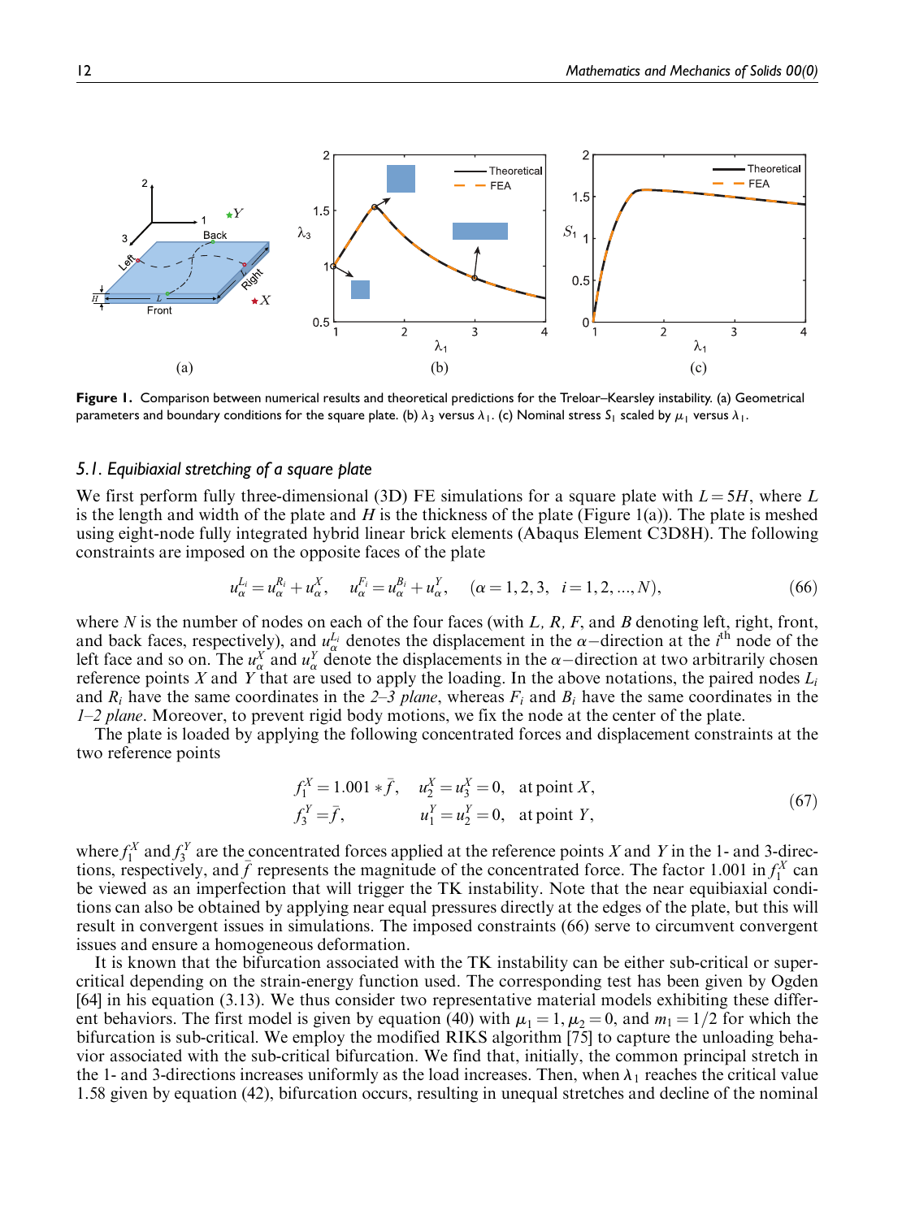**Figure 1.** Comparison between numerical results and theoretical predictions for the Treloar–Kearsley instability. (a) Geometrical parameters and boundary conditions for the square plate. (b) $\lambda_3$ versus $\lambda_1$. (c) Nominal stress $S_1$ scaled by $\mu_1$ versus $\lambda_1$.

### 5.1. Equibiaxial stretching of a square plate

We first perform fully three-dimensional (3D) FE simulations for a square plate with $L = 5H$, where $L$ is the length and width of the plate and $H$ is the thickness of the plate (Figure 1(a)). The plate is meshed using eight-node fully integrated hybrid linear brick elements (Abaqus Element C3D8H). The following constraints are imposed on the opposite faces of the plate

$$u_\alpha^{L_i} = u_\alpha^{R_i} + u_\alpha^X, \quad u_\alpha^{F_i} = u_\alpha^{B_i} + u_\alpha^Y, \quad (\alpha = 1, 2, 3, \ \ i = 1, 2, ..., N), \tag{66}$$

where $N$ is the number of nodes on each of the four faces (with $L$, $R$, $F$, and $B$ denoting left, right, front, and back faces, respectively), and $u_\alpha^{L_i}$ denotes the displacement in the $\alpha-$direction at the $i^{\text{th}}$ node of the left face and so on. The $u_\alpha^X$ and $u_\alpha^Y$ denote the displacements in the $\alpha-$direction at two arbitrarily chosen reference points $X$ and $Y$ that are used to apply the loading. In the above notations, the paired nodes $L_i$ and $R_i$ have the same coordinates in the *2–3 plane*, whereas $F_i$ and $B_i$ have the same coordinates in the *1–2 plane*. Moreover, to prevent rigid body motions, we fix the node at the center of the plate.

The plate is loaded by applying the following concentrated forces and displacement constraints at the two reference points

$$\begin{aligned} f_1^X &= 1.001 * \bar{f}, \quad u_2^X = u_3^X = 0, \quad \text{at point } X, \\ f_3^Y &= \bar{f}, \qquad\qquad u_1^Y = u_2^Y = 0, \quad \text{at point } Y, \end{aligned} \tag{67}$$

where $f_1^X$ and $f_3^Y$ are the concentrated forces applied at the reference points $X$ and $Y$ in the 1- and 3-directions, respectively, and $\bar{f}$ represents the magnitude of the concentrated force. The factor 1.001 in $f_1^X$ can be viewed as an imperfection that will trigger the TK instability. Note that the near equibiaxial conditions can also be obtained by applying near equal pressures directly at the edges of the plate, but this will result in convergent issues in simulations. The imposed constraints (66) serve to circumvent convergent issues and ensure a homogeneous deformation.

It is known that the bifurcation associated with the TK instability can be either sub-critical or super-critical depending on the strain-energy function used. The corresponding test has been given by Ogden [64] in his equation (3.13). We thus consider two representative material models exhibiting these different behaviors. The first model is given by equation (40) with $\mu_1 = 1, \mu_2 = 0$, and $m_1 = 1/2$ for which the bifurcation is sub-critical. We employ the modified RIKS algorithm [75] to capture the unloading behavior associated with the sub-critical bifurcation. We find that, initially, the common principal stretch in the 1- and 3-directions increases uniformly as the load increases. Then, when $\lambda_1$ reaches the critical value 1.58 given by equation (42), bifurcation occurs, resulting in unequal stretches and decline of the nominal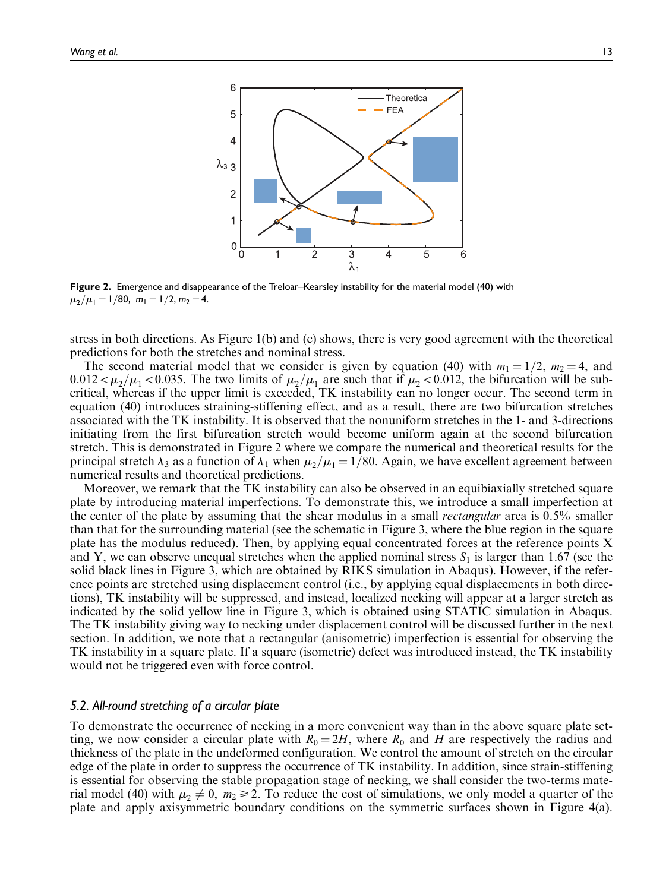**Figure 2.** Emergence and disappearance of the Treloar–Kearsley instability for the material model (40) with $\mu_2/\mu_1 = 1/80$, $m_1 = 1/2$, $m_2 = 4$.

stress in both directions. As Figure 1(b) and (c) shows, there is very good agreement with the theoretical predictions for both the stretches and nominal stress.

The second material model that we consider is given by equation (40) with $m_1 = 1/2$, $m_2 = 4$, and $0.012 < \mu_2/\mu_1 < 0.035$. The two limits of $\mu_2/\mu_1$ are such that if $\mu_2 < 0.012$, the bifurcation will be subcritical, whereas if the upper limit is exceeded, TK instability can no longer occur. The second term in equation (40) introduces straining-stiffening effect, and as a result, there are two bifurcation stretches associated with the TK instability. It is observed that the nonuniform stretches in the 1- and 3-directions initiating from the first bifurcation stretch would become uniform again at the second bifurcation stretch. This is demonstrated in Figure 2 where we compare the numerical and theoretical results for the principal stretch $\lambda_3$ as a function of $\lambda_1$ when $\mu_2/\mu_1 = 1/80$. Again, we have excellent agreement between numerical results and theoretical predictions.

Moreover, we remark that the TK instability can also be observed in an equibiaxially stretched square plate by introducing material imperfections. To demonstrate this, we introduce a small imperfection at the center of the plate by assuming that the shear modulus in a small *rectangular* area is 0.5% smaller than that for the surrounding material (see the schematic in Figure 3, where the blue region in the square plate has the modulus reduced). Then, by applying equal concentrated forces at the reference points X and Y, we can observe unequal stretches when the applied nominal stress $S_1$ is larger than 1.67 (see the solid black lines in Figure 3, which are obtained by RIKS simulation in Abaqus). However, if the reference points are stretched using displacement control (i.e., by applying equal displacements in both directions), TK instability will be suppressed, and instead, localized necking will appear at a larger stretch as indicated by the solid yellow line in Figure 3, which is obtained using STATIC simulation in Abaqus. The TK instability giving way to necking under displacement control will be discussed further in the next section. In addition, we note that a rectangular (anisometric) imperfection is essential for observing the TK instability in a square plate. If a square (isometric) defect was introduced instead, the TK instability would not be triggered even with force control.

### 5.2. All-round stretching of a circular plate

To demonstrate the occurrence of necking in a more convenient way than in the above square plate setting, we now consider a circular plate with $R_0 = 2H$, where $R_0$ and $H$ are respectively the radius and thickness of the plate in the undeformed configuration. We control the amount of stretch on the circular edge of the plate in order to suppress the occurrence of TK instability. In addition, since strain-stiffening is essential for observing the stable propagation stage of necking, we shall consider the two-terms material model (40) with $\mu_2 \neq 0$, $m_2 \geqslant 2$. To reduce the cost of simulations, we only model a quarter of the plate and apply axisymmetric boundary conditions on the symmetric surfaces shown in Figure 4(a).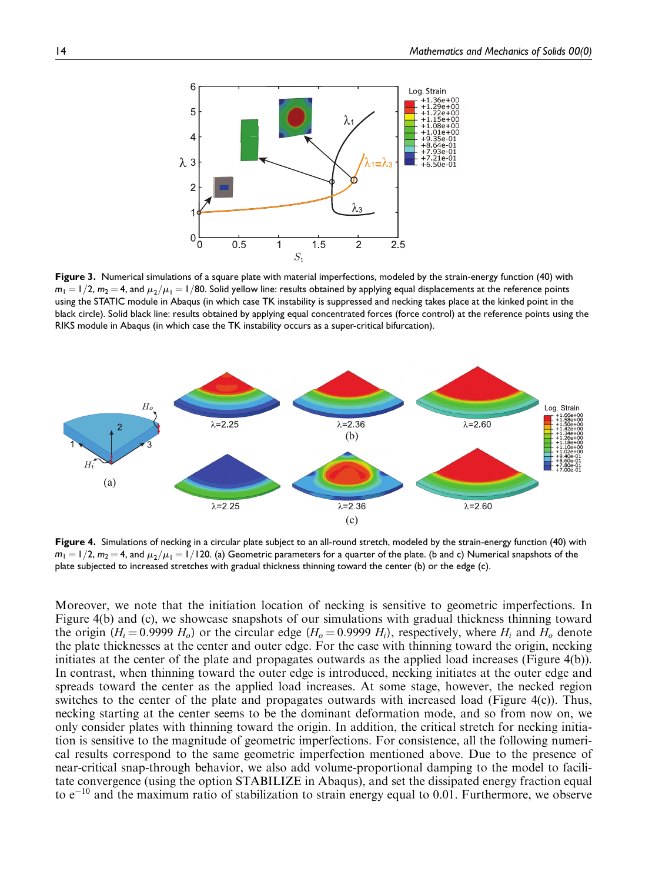**Figure 3.** Numerical simulations of a square plate with material imperfections, modeled by the strain-energy function (40) with $m_1 = 1/2$, $m_2 = 4$, and $\mu_2/\mu_1 = 1/80$. Solid yellow line: results obtained by applying equal displacements at the reference points using the STATIC module in Abaqus (in which case TK instability is suppressed and necking takes place at the kinked point in the black circle). Solid black line: results obtained by applying equal concentrated forces (force control) at the reference points using the RIKS module in Abaqus (in which case the TK instability occurs as a super-critical bifurcation).

**Figure 4.** Simulations of necking in a circular plate subject to an all-round stretch, modeled by the strain-energy function (40) with $m_1 = 1/2$, $m_2 = 4$, and $\mu_2/\mu_1 = 1/120$. (a) Geometric parameters for a quarter of the plate. (b and c) Numerical snapshots of the plate subjected to increased stretches with gradual thickness thinning toward the center (b) or the edge (c).

Moreover, we note that the initiation location of necking is sensitive to geometric imperfections. In Figure 4(b) and (c), we showcase snapshots of our simulations with gradual thickness thinning toward the origin ($H_i = 0.9999\ H_o$) or the circular edge ($H_o = 0.9999\ H_i$), respectively, where $H_i$ and $H_o$ denote the plate thicknesses at the center and outer edge. For the case with thinning toward the origin, necking initiates at the center of the plate and propagates outwards as the applied load increases (Figure 4(b)). In contrast, when thinning toward the outer edge is introduced, necking initiates at the outer edge and spreads toward the center as the applied load increases. At some stage, however, the necked region switches to the center of the plate and propagates outwards with increased load (Figure 4(c)). Thus, necking starting at the center seems to be the dominant deformation mode, and so from now on, we only consider plates with thinning toward the origin. In addition, the critical stretch for necking initiation is sensitive to the magnitude of geometric imperfections. For consistence, all the following numerical results correspond to the same geometric imperfection mentioned above. Due to the presence of near-critical snap-through behavior, we also add volume-proportional damping to the model to facilitate convergence (using the option STABILIZE in Abaqus), and set the dissipated energy fraction equal to $e^{-10}$ and the maximum ratio of stabilization to strain energy equal to 0.01. Furthermore, we observe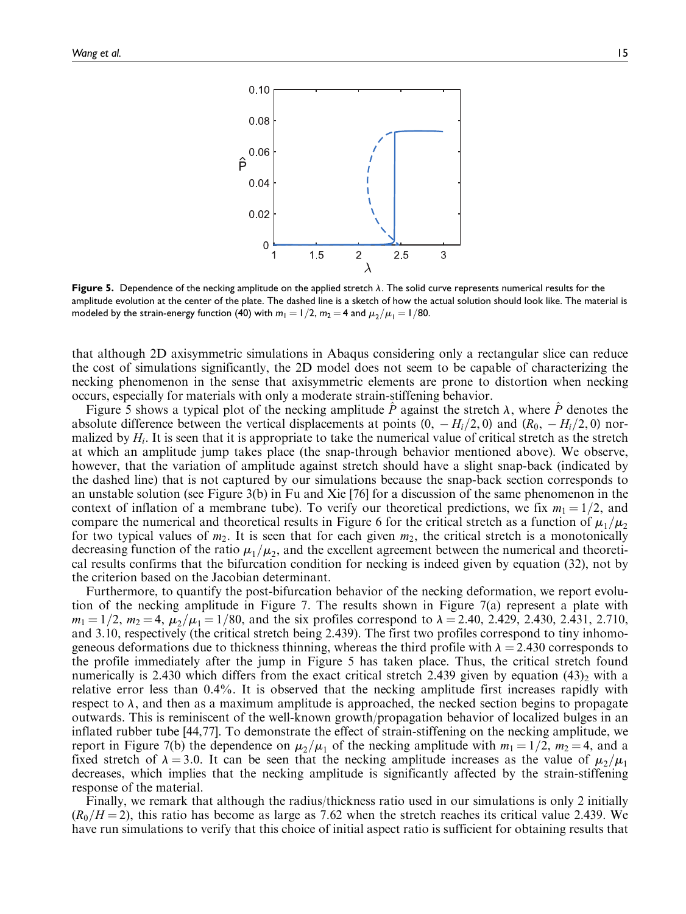**Figure 5.** Dependence of the necking amplitude on the applied stretch $\lambda$. The solid curve represents numerical results for the amplitude evolution at the center of the plate. The dashed line is a sketch of how the actual solution should look like. The material is modeled by the strain-energy function (40) with $m_1 = 1/2$, $m_2 = 4$ and $\mu_2/\mu_1 = 1/80$.

that although 2D axisymmetric simulations in Abaqus considering only a rectangular slice can reduce the cost of simulations significantly, the 2D model does not seem to be capable of characterizing the necking phenomenon in the sense that axisymmetric elements are prone to distortion when necking occurs, especially for materials with only a moderate strain-stiffening behavior.

Figure 5 shows a typical plot of the necking amplitude $\hat{P}$ against the stretch $\lambda$, where $\hat{P}$ denotes the absolute difference between the vertical displacements at points $(0, -H_i/2, 0)$ and $(R_0, -H_i/2, 0)$ normalized by $H_i$. It is seen that it is appropriate to take the numerical value of critical stretch as the stretch at which an amplitude jump takes place (the snap-through behavior mentioned above). We observe, however, that the variation of amplitude against stretch should have a slight snap-back (indicated by the dashed line) that is not captured by our simulations because the snap-back section corresponds to an unstable solution (see Figure 3(b) in Fu and Xie [76] for a discussion of the same phenomenon in the context of inflation of a membrane tube). To verify our theoretical predictions, we fix $m_1 = 1/2$, and compare the numerical and theoretical results in Figure 6 for the critical stretch as a function of $\mu_1/\mu_2$ for two typical values of $m_2$. It is seen that for each given $m_2$, the critical stretch is a monotonically decreasing function of the ratio $\mu_1/\mu_2$, and the excellent agreement between the numerical and theoretical results confirms that the bifurcation condition for necking is indeed given by equation (32), not by the criterion based on the Jacobian determinant.

Furthermore, to quantify the post-bifurcation behavior of the necking deformation, we report evolution of the necking amplitude in Figure 7. The results shown in Figure 7(a) represent a plate with $m_1 = 1/2$, $m_2 = 4$, $\mu_2/\mu_1 = 1/80$, and the six profiles correspond to $\lambda = 2.40$, 2.429, 2.430, 2.431, 2.710, and 3.10, respectively (the critical stretch being 2.439). The first two profiles correspond to tiny inhomogeneous deformations due to thickness thinning, whereas the third profile with $\lambda = 2.430$ corresponds to the profile immediately after the jump in Figure 5 has taken place. Thus, the critical stretch found numerically is 2.430 which differs from the exact critical stretch 2.439 given by equation $(43)_2$ with a relative error less than 0.4%. It is observed that the necking amplitude first increases rapidly with respect to $\lambda$, and then as a maximum amplitude is approached, the necked section begins to propagate outwards. This is reminiscent of the well-known growth/propagation behavior of localized bulges in an inflated rubber tube [44,77]. To demonstrate the effect of strain-stiffening on the necking amplitude, we report in Figure 7(b) the dependence on $\mu_2/\mu_1$ of the necking amplitude with $m_1 = 1/2$, $m_2 = 4$, and a fixed stretch of $\lambda = 3.0$. It can be seen that the necking amplitude increases as the value of $\mu_2/\mu_1$ decreases, which implies that the necking amplitude is significantly affected by the strain-stiffening response of the material.

Finally, we remark that although the radius/thickness ratio used in our simulations is only 2 initially ($R_0/H = 2$), this ratio has become as large as 7.62 when the stretch reaches its critical value 2.439. We have run simulations to verify that this choice of initial aspect ratio is sufficient for obtaining results that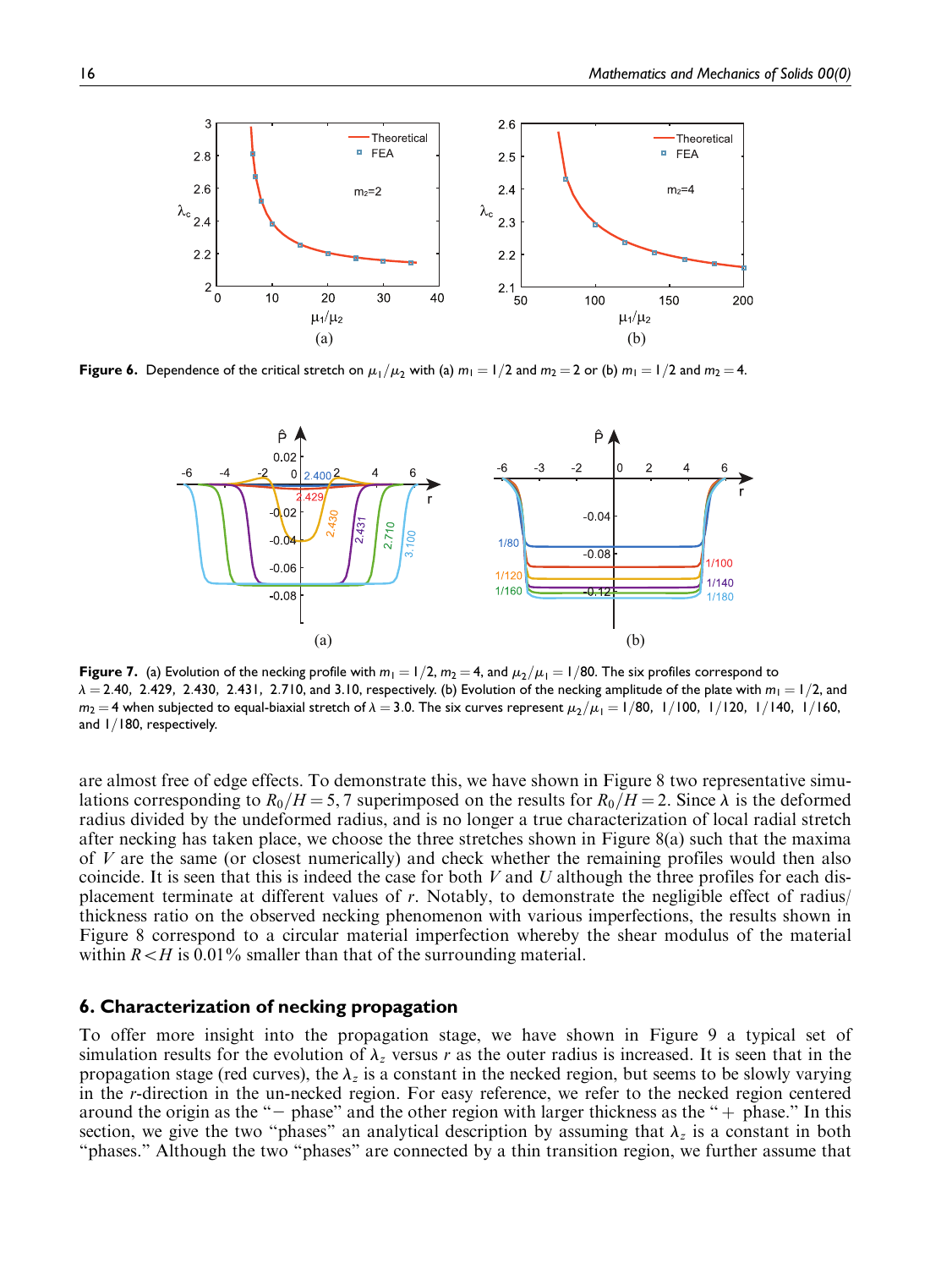**Figure 6.** Dependence of the critical stretch on $\mu_1/\mu_2$ with (a) $m_1 = 1/2$ and $m_2 = 2$ or (b) $m_1 = 1/2$ and $m_2 = 4$.

**Figure 7.** (a) Evolution of the necking profile with $m_1 = 1/2$, $m_2 = 4$, and $\mu_2/\mu_1 = 1/80$. The six profiles correspond to $\lambda = 2.40,\ 2.429,\ 2.430,\ 2.431,\ 2.710$, and $3.10$, respectively. (b) Evolution of the necking amplitude of the plate with $m_1 = 1/2$, and $m_2 = 4$ when subjected to equal-biaxial stretch of $\lambda = 3.0$. The six curves represent $\mu_2/\mu_1 = 1/80,\ 1/100,\ 1/120,\ 1/140,\ 1/160$, and $1/180$, respectively.

are almost free of edge effects. To demonstrate this, we have shown in Figure 8 two representative simulations corresponding to $R_0/H = 5, 7$ superimposed on the results for $R_0/H = 2$. Since $\lambda$ is the deformed radius divided by the undeformed radius, and is no longer a true characterization of local radial stretch after necking has taken place, we choose the three stretches shown in Figure 8(a) such that the maxima of $V$ are the same (or closest numerically) and check whether the remaining profiles would then also coincide. It is seen that this is indeed the case for both $V$ and $U$ although the three profiles for each displacement terminate at different values of $r$. Notably, to demonstrate the negligible effect of radius/thickness ratio on the observed necking phenomenon with various imperfections, the results shown in Figure 8 correspond to a circular material imperfection whereby the shear modulus of the material within $R < H$ is 0.01% smaller than that of the surrounding material.

## 6. Characterization of necking propagation

To offer more insight into the propagation stage, we have shown in Figure 9 a typical set of simulation results for the evolution of $\lambda_z$ versus $r$ as the outer radius is increased. It is seen that in the propagation stage (red curves), the $\lambda_z$ is a constant in the necked region, but seems to be slowly varying in the $r$-direction in the un-necked region. For easy reference, we refer to the necked region centered around the origin as the "− phase" and the other region with larger thickness as the "+ phase." In this section, we give the two "phases" an analytical description by assuming that $\lambda_z$ is a constant in both "phases." Although the two "phases" are connected by a thin transition region, we further assume that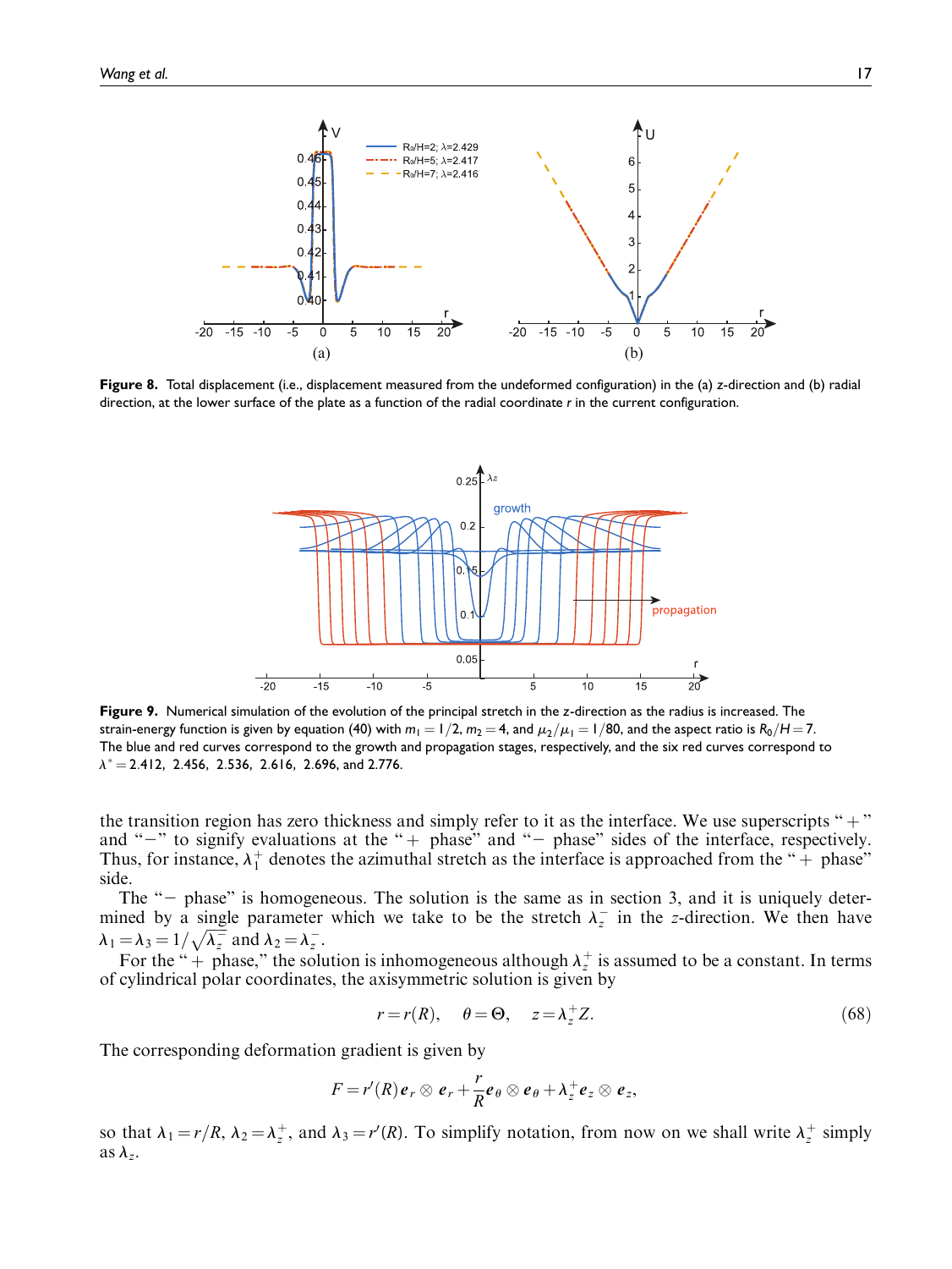**Figure 8.** Total displacement (i.e., displacement measured from the undeformed configuration) in the (a) z-direction and (b) radial direction, at the lower surface of the plate as a function of the radial coordinate $r$ in the current configuration.

**Figure 9.** Numerical simulation of the evolution of the principal stretch in the z-direction as the radius is increased. The strain-energy function is given by equation (40) with $m_1 = 1/2$, $m_2 = 4$, and $\mu_2/\mu_1 = 1/80$, and the aspect ratio is $R_0/H = 7$. The blue and red curves correspond to the growth and propagation stages, respectively, and the six red curves correspond to $\lambda^* = 2.412,\ 2.456,\ 2.536,\ 2.616,\ 2.696$, and $2.776$.

the transition region has zero thickness and simply refer to it as the interface. We use superscripts "+" and "−" to signify evaluations at the "+ phase" and "− phase" sides of the interface, respectively. Thus, for instance, $\lambda_1^+$ denotes the azimuthal stretch as the interface is approached from the "+ phase" side.

The "− phase" is homogeneous. The solution is the same as in section 3, and it is uniquely determined by a single parameter which we take to be the stretch $\lambda_z^-$ in the z-direction. We then have $\lambda_1 = \lambda_3 = 1/\sqrt{\lambda_z^-}$ and $\lambda_2 = \lambda_z^-$.

For the "+ phase," the solution is inhomogeneous although $\lambda_z^+$ is assumed to be a constant. In terms of cylindrical polar coordinates, the axisymmetric solution is given by

$$r = r(R), \quad \theta = \Theta, \quad z = \lambda_z^+ Z. \tag{68}$$

The corresponding deformation gradient is given by

$$F = r'(R)\boldsymbol{e}_r \otimes \boldsymbol{e}_r + \frac{r}{R}\boldsymbol{e}_\theta \otimes \boldsymbol{e}_\theta + \lambda_z^+ \boldsymbol{e}_z \otimes \boldsymbol{e}_z,$$

so that $\lambda_1 = r/R$, $\lambda_2 = \lambda_z^+$, and $\lambda_3 = r'(R)$. To simplify notation, from now on we shall write $\lambda_z^+$ simply as $\lambda_z$.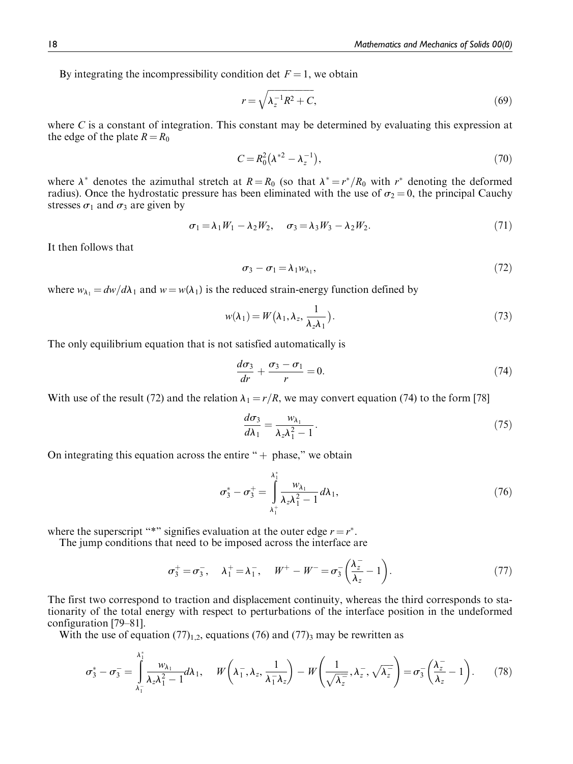By integrating the incompressibility condition $\det F = 1$, we obtain

$$r = \sqrt{\lambda_z^{-1} R^2 + C}, \tag{69}$$

where $C$ is a constant of integration. This constant may be determined by evaluating this expression at the edge of the plate $R = R_0$

$$C = R_0^2 \left( \lambda^{*2} - \lambda_z^{-1} \right), \tag{70}$$

where $\lambda^*$ denotes the azimuthal stretch at $R = R_0$ (so that $\lambda^* = r^*/R_0$ with $r^*$ denoting the deformed radius). Once the hydrostatic pressure has been eliminated with the use of $\sigma_2 = 0$, the principal Cauchy stresses $\sigma_1$ and $\sigma_3$ are given by

$$\sigma_1 = \lambda_1 W_1 - \lambda_2 W_2, \quad \sigma_3 = \lambda_3 W_3 - \lambda_2 W_2. \tag{71}$$

It then follows that

$$\sigma_3 - \sigma_1 = \lambda_1 w_{\lambda_1}, \tag{72}$$

where $w_{\lambda_1} = dw/d\lambda_1$ and $w = w(\lambda_1)$ is the reduced strain-energy function defined by

$$w(\lambda_1) = W\left(\lambda_1, \lambda_z, \frac{1}{\lambda_z \lambda_1}\right). \tag{73}$$

The only equilibrium equation that is not satisfied automatically is

$$\frac{d\sigma_3}{dr} + \frac{\sigma_3 - \sigma_1}{r} = 0. \tag{74}$$

With use of the result (72) and the relation $\lambda_1 = r/R$, we may convert equation (74) to the form [78]

$$\frac{d\sigma_3}{d\lambda_1} = \frac{w_{\lambda_1}}{\lambda_z \lambda_1^2 - 1}. \tag{75}$$

On integrating this equation across the entire "+ phase," we obtain

$$\sigma_3^* - \sigma_3^+ = \int_{\lambda_1^+}^{\lambda_1^*} \frac{w_{\lambda_1}}{\lambda_z \lambda_1^2 - 1} d\lambda_1, \tag{76}$$

where the superscript "*" signifies evaluation at the outer edge $r = r^*$.

The jump conditions that need to be imposed across the interface are

$$\sigma_3^+ = \sigma_3^-, \quad \lambda_1^+ = \lambda_1^-, \quad W^+ - W^- = \sigma_3^- \left( \frac{\lambda_z^-}{\lambda_z} - 1 \right). \tag{77}$$

The first two correspond to traction and displacement continuity, whereas the third corresponds to stationarity of the total energy with respect to perturbations of the interface position in the undeformed configuration [79–81].

With the use of equation $(77)_{1,2}$, equations (76) and $(77)_3$ may be rewritten as

$$\sigma_3^* - \sigma_3^- = \int_{\lambda_1^-}^{\lambda_1^*} \frac{w_{\lambda_1}}{\lambda_z \lambda_1^2 - 1} d\lambda_1, \quad W\left(\lambda_1^-, \lambda_z, \frac{1}{\lambda_1^- \lambda_z}\right) - W\left(\frac{1}{\sqrt{\lambda_z^-}}, \lambda_z^-, \sqrt{\lambda_z^-}\right) = \sigma_3^- \left( \frac{\lambda_z^-}{\lambda_z} - 1 \right). \tag{78}$$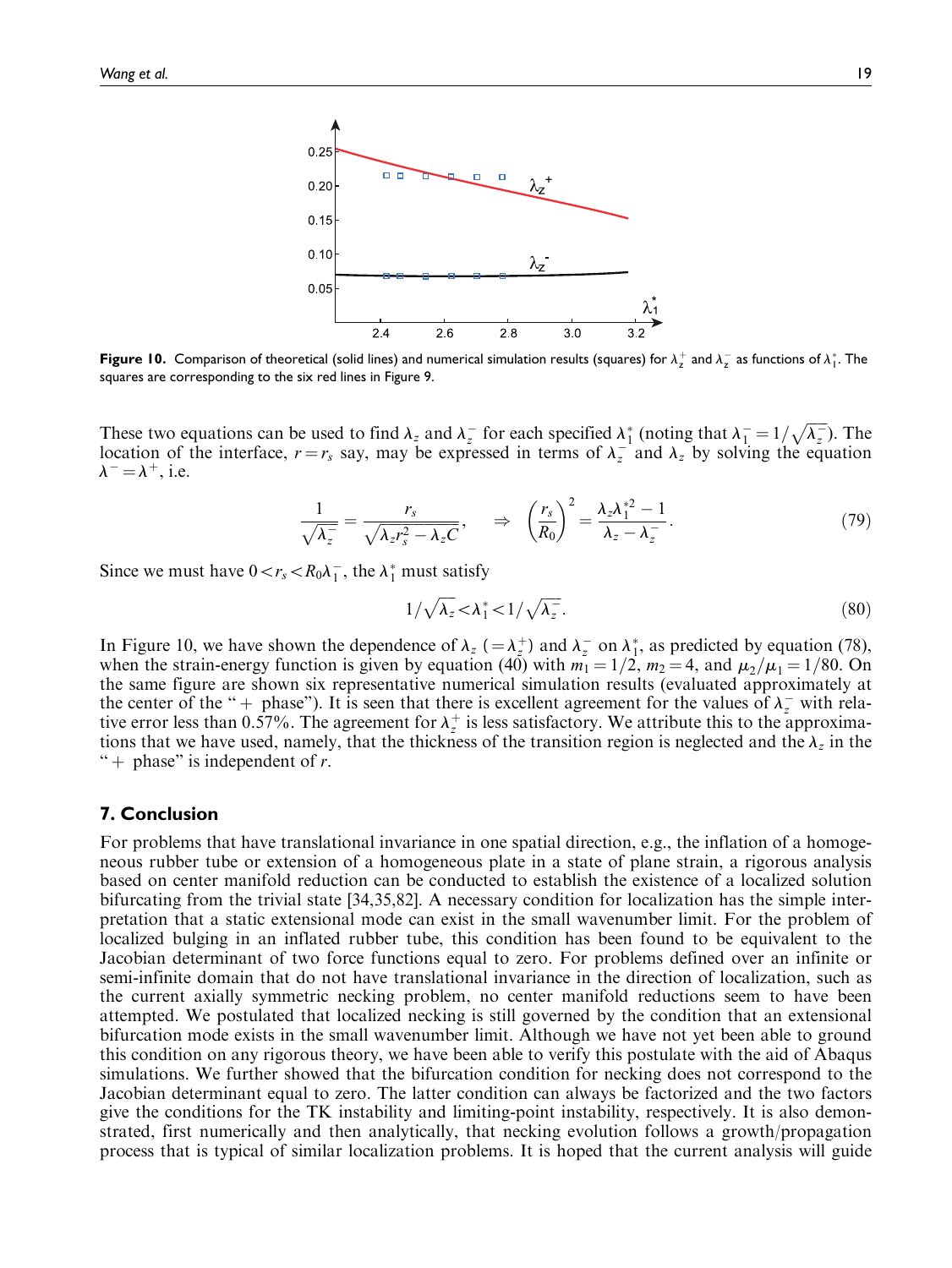Figure 10. Comparison of theoretical (solid lines) and numerical simulation results (squares) for $\lambda_z^+$ and $\lambda_z^-$ as functions of $\lambda_1^*$. The squares are corresponding to the six red lines in Figure 9.

These two equations can be used to find $\lambda_z$ and $\lambda_z^-$ for each specified $\lambda_1^*$ (noting that $\lambda_1^- = 1/\sqrt{\lambda_z^-}$). The location of the interface, $r = r_s$ say, may be expressed in terms of $\lambda_z^-$ and $\lambda_z$ by solving the equation $\lambda^- = \lambda^+$, i.e.

$$\frac{1}{\sqrt{\lambda_z^-}} = \frac{r_s}{\sqrt{\lambda_z r_s^2 - \lambda_z C}}, \quad \Rightarrow \left(\frac{r_s}{R_0}\right)^2 = \frac{\lambda_z \lambda_1^{*2} - 1}{\lambda_z - \lambda_z^-}. \tag{79}$$

Since we must have $0 < r_s < R_0 \lambda_1^-$, the $\lambda_1^*$ must satisfy

$$1/\sqrt{\lambda_z} < \lambda_1^* < 1/\sqrt{\lambda_z^-}. \tag{80}$$

In Figure 10, we have shown the dependence of $\lambda_z$ $(= \lambda_z^+)$ and $\lambda_z^-$ on $\lambda_1^*$, as predicted by equation (78), when the strain-energy function is given by equation (40) with $m_1 = 1/2$, $m_2 = 4$, and $\mu_2/\mu_1 = 1/80$. On the same figure are shown six representative numerical simulation results (evaluated approximately at the center of the "+ phase"). It is seen that there is excellent agreement for the values of $\lambda_z^-$ with relative error less than 0.57%. The agreement for $\lambda_z^+$ is less satisfactory. We attribute this to the approximations that we have used, namely, that the thickness of the transition region is neglected and the $\lambda_z$ in the "+ phase" is independent of $r$.

## 7. Conclusion

For problems that have translational invariance in one spatial direction, e.g., the inflation of a homogeneous rubber tube or extension of a homogeneous plate in a state of plane strain, a rigorous analysis based on center manifold reduction can be conducted to establish the existence of a localized solution bifurcating from the trivial state [34,35,82]. A necessary condition for localization has the simple interpretation that a static extensional mode can exist in the small wavenumber limit. For the problem of localized bulging in an inflated rubber tube, this condition has been found to be equivalent to the Jacobian determinant of two force functions equal to zero. For problems defined over an infinite or semi-infinite domain that do not have translational invariance in the direction of localization, such as the current axially symmetric necking problem, no center manifold reductions seem to have been attempted. We postulated that localized necking is still governed by the condition that an extensional bifurcation mode exists in the small wavenumber limit. Although we have not yet been able to ground this condition on any rigorous theory, we have been able to verify this postulate with the aid of Abaqus simulations. We further showed that the bifurcation condition for necking does not correspond to the Jacobian determinant equal to zero. The latter condition can always be factorized and the two factors give the conditions for the TK instability and limiting-point instability, respectively. It is also demonstrated, first numerically and then analytically, that necking evolution follows a growth/propagation process that is typical of similar localization problems. It is hoped that the current analysis will guide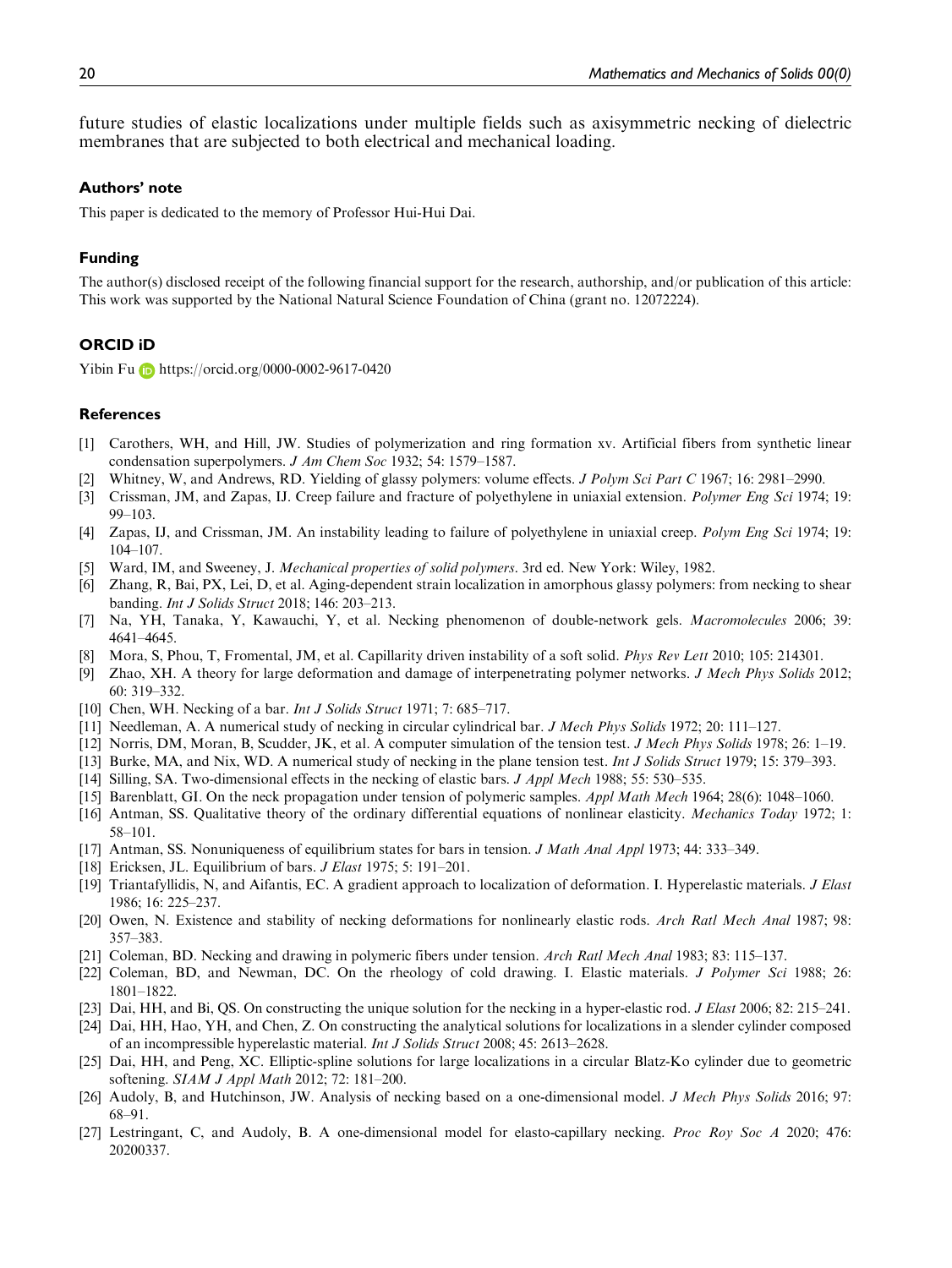future studies of elastic localizations under multiple fields such as axisymmetric necking of dielectric membranes that are subjected to both electrical and mechanical loading.

### Authors' note

This paper is dedicated to the memory of Professor Hui-Hui Dai.

### Funding

The author(s) disclosed receipt of the following financial support for the research, authorship, and/or publication of this article: This work was supported by the National Natural Science Foundation of China (grant no. 12072224).

### ORCID iD

Yibin Fu https://orcid.org/0000-0002-9617-0420

### References

[1] Carothers, WH, and Hill, JW. Studies of polymerization and ring formation xv. Artificial fibers from synthetic linear condensation superpolymers. *J Am Chem Soc* 1932; 54: 1579–1587.

[2] Whitney, W, and Andrews, RD. Yielding of glassy polymers: volume effects. *J Polym Sci Part C* 1967; 16: 2981–2990.

[3] Crissman, JM, and Zapas, IJ. Creep failure and fracture of polyethylene in uniaxial extension. *Polymer Eng Sci* 1974; 19: 99–103.

[4] Zapas, IJ, and Crissman, JM. An instability leading to failure of polyethylene in uniaxial creep. *Polym Eng Sci* 1974; 19: 104–107.

[5] Ward, IM, and Sweeney, J. *Mechanical properties of solid polymers*. 3rd ed. New York: Wiley, 1982.

[6] Zhang, R, Bai, PX, Lei, D, et al. Aging-dependent strain localization in amorphous glassy polymers: from necking to shear banding. *Int J Solids Struct* 2018; 146: 203–213.

[7] Na, YH, Tanaka, Y, Kawauchi, Y, et al. Necking phenomenon of double-network gels. *Macromolecules* 2006; 39: 4641–4645.

[8] Mora, S, Phou, T, Fromental, JM, et al. Capillarity driven instability of a soft solid. *Phys Rev Lett* 2010; 105: 214301.

[9] Zhao, XH. A theory for large deformation and damage of interpenetrating polymer networks. *J Mech Phys Solids* 2012; 60: 319–332.

[10] Chen, WH. Necking of a bar. *Int J Solids Struct* 1971; 7: 685–717.

[11] Needleman, A. A numerical study of necking in circular cylindrical bar. *J Mech Phys Solids* 1972; 20: 111–127.

[12] Norris, DM, Moran, B, Scudder, JK, et al. A computer simulation of the tension test. *J Mech Phys Solids* 1978; 26: 1–19.

[13] Burke, MA, and Nix, WD. A numerical study of necking in the plane tension test. *Int J Solids Struct* 1979; 15: 379–393.

[14] Silling, SA. Two-dimensional effects in the necking of elastic bars. *J Appl Mech* 1988; 55: 530–535.

[15] Barenblatt, GI. On the neck propagation under tension of polymeric samples. *Appl Math Mech* 1964; 28(6): 1048–1060.

[16] Antman, SS. Qualitative theory of the ordinary differential equations of nonlinear elasticity. *Mechanics Today* 1972; 1: 58–101.

[17] Antman, SS. Nonuniqueness of equilibrium states for bars in tension. *J Math Anal Appl* 1973; 44: 333–349.

[18] Ericksen, JL. Equilibrium of bars. *J Elast* 1975; 5: 191–201.

[19] Triantafyllidis, N, and Aifantis, EC. A gradient approach to localization of deformation. I. Hyperelastic materials. *J Elast* 1986; 16: 225–237.

[20] Owen, N. Existence and stability of necking deformations for nonlinearly elastic rods. *Arch Ratl Mech Anal* 1987; 98: 357–383.

[21] Coleman, BD. Necking and drawing in polymeric fibers under tension. *Arch Ratl Mech Anal* 1983; 83: 115–137.

[22] Coleman, BD, and Newman, DC. On the rheology of cold drawing. I. Elastic materials. *J Polymer Sci* 1988; 26: 1801–1822.

[23] Dai, HH, and Bi, QS. On constructing the unique solution for the necking in a hyper-elastic rod. *J Elast* 2006; 82: 215–241.

[24] Dai, HH, Hao, YH, and Chen, Z. On constructing the analytical solutions for localizations in a slender cylinder composed of an incompressible hyperelastic material. *Int J Solids Struct* 2008; 45: 2613–2628.

[25] Dai, HH, and Peng, XC. Elliptic-spline solutions for large localizations in a circular Blatz-Ko cylinder due to geometric softening. *SIAM J Appl Math* 2012; 72: 181–200.

[26] Audoly, B, and Hutchinson, JW. Analysis of necking based on a one-dimensional model. *J Mech Phys Solids* 2016; 97: 68–91.

[27] Lestringant, C, and Audoly, B. A one-dimensional model for elasto-capillary necking. *Proc Roy Soc A* 2020; 476: 20200337.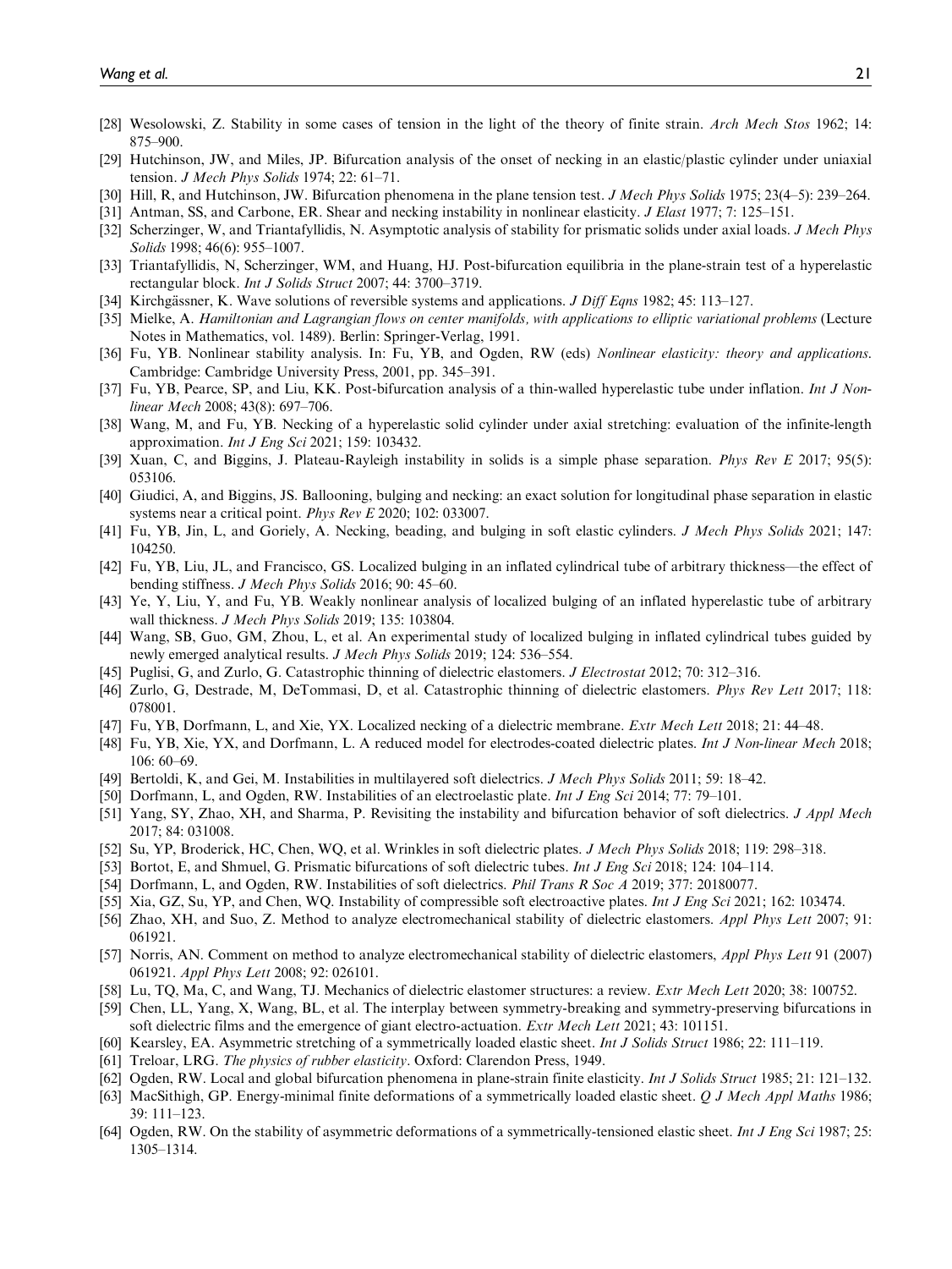[28] Wesolowski, Z. Stability in some cases of tension in the light of the theory of finite strain. *Arch Mech Stos* 1962; 14: 875–900.

[29] Hutchinson, JW, and Miles, JP. Bifurcation analysis of the onset of necking in an elastic/plastic cylinder under uniaxial tension. *J Mech Phys Solids* 1974; 22: 61–71.

[30] Hill, R, and Hutchinson, JW. Bifurcation phenomena in the plane tension test. *J Mech Phys Solids* 1975; 23(4–5): 239–264.

[31] Antman, SS, and Carbone, ER. Shear and necking instability in nonlinear elasticity. *J Elast* 1977; 7: 125–151.

[32] Scherzinger, W, and Triantafyllidis, N. Asymptotic analysis of stability for prismatic solids under axial loads. *J Mech Phys Solids* 1998; 46(6): 955–1007.

[33] Triantafyllidis, N, Scherzinger, WM, and Huang, HJ. Post-bifurcation equilibria in the plane-strain test of a hyperelastic rectangular block. *Int J Solids Struct* 2007; 44: 3700–3719.

[34] Kirchgässner, K. Wave solutions of reversible systems and applications. *J Diff Eqns* 1982; 45: 113–127.

[35] Mielke, A. *Hamiltonian and Lagrangian flows on center manifolds, with applications to elliptic variational problems* (Lecture Notes in Mathematics, vol. 1489). Berlin: Springer-Verlag, 1991.

[36] Fu, YB. Nonlinear stability analysis. In: Fu, YB, and Ogden, RW (eds) *Nonlinear elasticity: theory and applications*. Cambridge: Cambridge University Press, 2001, pp. 345–391.

[37] Fu, YB, Pearce, SP, and Liu, KK. Post-bifurcation analysis of a thin-walled hyperelastic tube under inflation. *Int J Non-linear Mech* 2008; 43(8): 697–706.

[38] Wang, M, and Fu, YB. Necking of a hyperelastic solid cylinder under axial stretching: evaluation of the infinite-length approximation. *Int J Eng Sci* 2021; 159: 103432.

[39] Xuan, C, and Biggins, J. Plateau-Rayleigh instability in solids is a simple phase separation. *Phys Rev E* 2017; 95(5): 053106.

[40] Giudici, A, and Biggins, JS. Ballooning, bulging and necking: an exact solution for longitudinal phase separation in elastic systems near a critical point. *Phys Rev E* 2020; 102: 033007.

[41] Fu, YB, Jin, L, and Goriely, A. Necking, beading, and bulging in soft elastic cylinders. *J Mech Phys Solids* 2021; 147: 104250.

[42] Fu, YB, Liu, JL, and Francisco, GS. Localized bulging in an inflated cylindrical tube of arbitrary thickness—the effect of bending stiffness. *J Mech Phys Solids* 2016; 90: 45–60.

[43] Ye, Y, Liu, Y, and Fu, YB. Weakly nonlinear analysis of localized bulging of an inflated hyperelastic tube of arbitrary wall thickness. *J Mech Phys Solids* 2019; 135: 103804.

[44] Wang, SB, Guo, GM, Zhou, L, et al. An experimental study of localized bulging in inflated cylindrical tubes guided by newly emerged analytical results. *J Mech Phys Solids* 2019; 124: 536–554.

[45] Puglisi, G, and Zurlo, G. Catastrophic thinning of dielectric elastomers. *J Electrostat* 2012; 70: 312–316.

[46] Zurlo, G, Destrade, M, DeTommasi, D, et al. Catastrophic thinning of dielectric elastomers. *Phys Rev Lett* 2017; 118: 078001.

[47] Fu, YB, Dorfmann, L, and Xie, YX. Localized necking of a dielectric membrane. *Extr Mech Lett* 2018; 21: 44–48.

[48] Fu, YB, Xie, YX, and Dorfmann, L. A reduced model for electrodes-coated dielectric plates. *Int J Non-linear Mech* 2018; 106: 60–69.

[49] Bertoldi, K, and Gei, M. Instabilities in multilayered soft dielectrics. *J Mech Phys Solids* 2011; 59: 18–42.

[50] Dorfmann, L, and Ogden, RW. Instabilities of an electroelastic plate. *Int J Eng Sci* 2014; 77: 79–101.

[51] Yang, SY, Zhao, XH, and Sharma, P. Revisiting the instability and bifurcation behavior of soft dielectrics. *J Appl Mech* 2017; 84: 031008.

[52] Su, YP, Broderick, HC, Chen, WQ, et al. Wrinkles in soft dielectric plates. *J Mech Phys Solids* 2018; 119: 298–318.

[53] Bortot, E, and Shmuel, G. Prismatic bifurcations of soft dielectric tubes. *Int J Eng Sci* 2018; 124: 104–114.

[54] Dorfmann, L, and Ogden, RW. Instabilities of soft dielectrics. *Phil Trans R Soc A* 2019; 377: 20180077.

[55] Xia, GZ, Su, YP, and Chen, WQ. Instability of compressible soft electroactive plates. *Int J Eng Sci* 2021; 162: 103474.

[56] Zhao, XH, and Suo, Z. Method to analyze electromechanical stability of dielectric elastomers. *Appl Phys Lett* 2007; 91: 061921.

[57] Norris, AN. Comment on method to analyze electromechanical stability of dielectric elastomers, *Appl Phys Lett* 91 (2007) 061921. *Appl Phys Lett* 2008; 92: 026101.

[58] Lu, TQ, Ma, C, and Wang, TJ. Mechanics of dielectric elastomer structures: a review. *Extr Mech Lett* 2020; 38: 100752.

[59] Chen, LL, Yang, X, Wang, BL, et al. The interplay between symmetry-breaking and symmetry-preserving bifurcations in soft dielectric films and the emergence of giant electro-actuation. *Extr Mech Lett* 2021; 43: 101151.

[60] Kearsley, EA. Asymmetric stretching of a symmetrically loaded elastic sheet. *Int J Solids Struct* 1986; 22: 111–119.

[61] Treloar, LRG. *The physics of rubber elasticity*. Oxford: Clarendon Press, 1949.

[62] Ogden, RW. Local and global bifurcation phenomena in plane-strain finite elasticity. *Int J Solids Struct* 1985; 21: 121–132.

[63] MacSithigh, GP. Energy-minimal finite deformations of a symmetrically loaded elastic sheet. *Q J Mech Appl Maths* 1986; 39: 111–123.

[64] Ogden, RW. On the stability of asymmetric deformations of a symmetrically-tensioned elastic sheet. *Int J Eng Sci* 1987; 25: 1305–1314.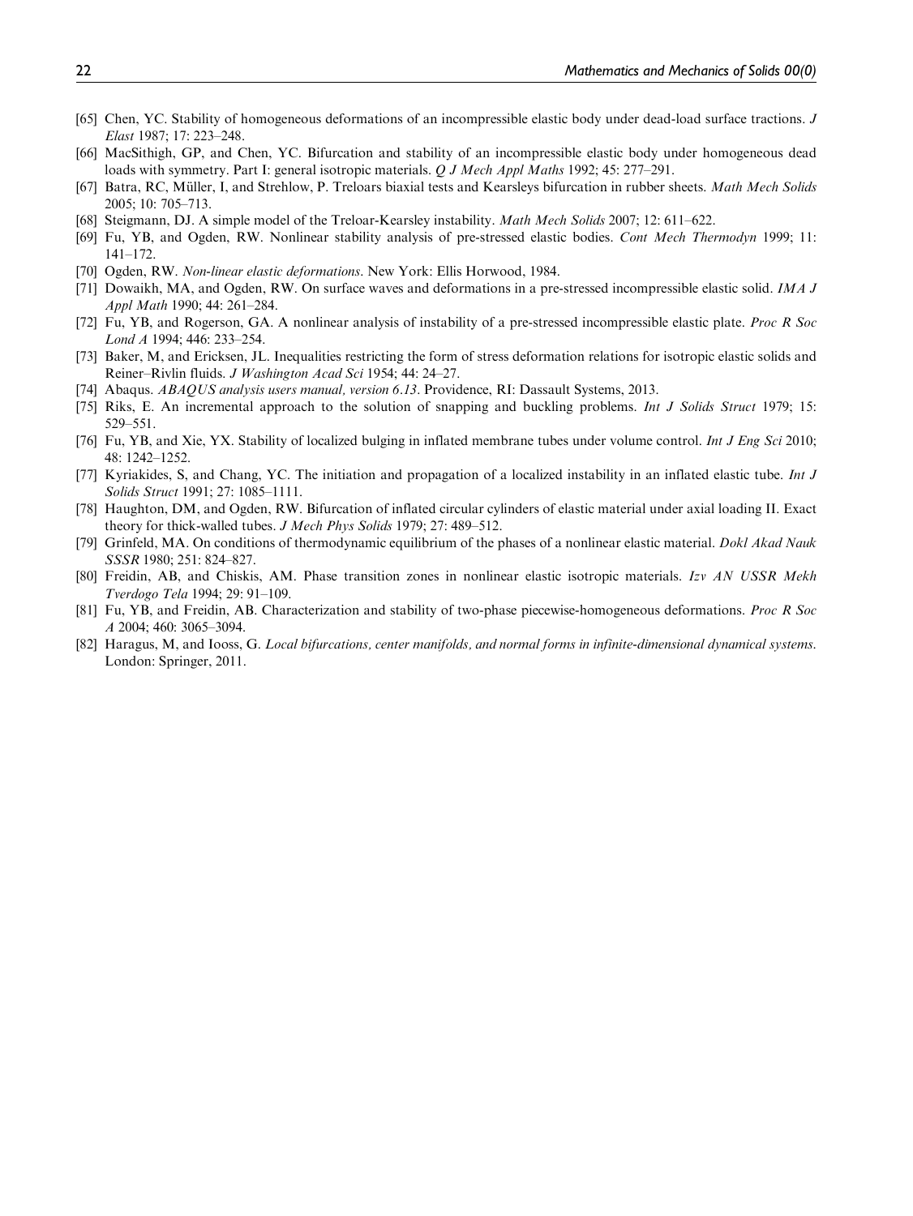[65] Chen, YC. Stability of homogeneous deformations of an incompressible elastic body under dead-load surface tractions. *J Elast* 1987; 17: 223–248.

[66] MacSithigh, GP, and Chen, YC. Bifurcation and stability of an incompressible elastic body under homogeneous dead loads with symmetry. Part I: general isotropic materials. *Q J Mech Appl Maths* 1992; 45: 277–291.

[67] Batra, RC, Müller, I, and Strehlow, P. Treloars biaxial tests and Kearsleys bifurcation in rubber sheets. *Math Mech Solids* 2005; 10: 705–713.

[68] Steigmann, DJ. A simple model of the Treloar-Kearsley instability. *Math Mech Solids* 2007; 12: 611–622.

[69] Fu, YB, and Ogden, RW. Nonlinear stability analysis of pre-stressed elastic bodies. *Cont Mech Thermodyn* 1999; 11: 141–172.

[70] Ogden, RW. *Non-linear elastic deformations*. New York: Ellis Horwood, 1984.

[71] Dowaikh, MA, and Ogden, RW. On surface waves and deformations in a pre-stressed incompressible elastic solid. *IMA J Appl Math* 1990; 44: 261–284.

[72] Fu, YB, and Rogerson, GA. A nonlinear analysis of instability of a pre-stressed incompressible elastic plate. *Proc R Soc Lond A* 1994; 446: 233–254.

[73] Baker, M, and Ericksen, JL. Inequalities restricting the form of stress deformation relations for isotropic elastic solids and Reiner–Rivlin fluids. *J Washington Acad Sci* 1954; 44: 24–27.

[74] Abaqus. *ABAQUS analysis users manual, version 6.13*. Providence, RI: Dassault Systems, 2013.

[75] Riks, E. An incremental approach to the solution of snapping and buckling problems. *Int J Solids Struct* 1979; 15: 529–551.

[76] Fu, YB, and Xie, YX. Stability of localized bulging in inflated membrane tubes under volume control. *Int J Eng Sci* 2010; 48: 1242–1252.

[77] Kyriakides, S, and Chang, YC. The initiation and propagation of a localized instability in an inflated elastic tube. *Int J Solids Struct* 1991; 27: 1085–1111.

[78] Haughton, DM, and Ogden, RW. Bifurcation of inflated circular cylinders of elastic material under axial loading II. Exact theory for thick-walled tubes. *J Mech Phys Solids* 1979; 27: 489–512.

[79] Grinfeld, MA. On conditions of thermodynamic equilibrium of the phases of a nonlinear elastic material. *Dokl Akad Nauk SSSR* 1980; 251: 824–827.

[80] Freidin, AB, and Chiskis, AM. Phase transition zones in nonlinear elastic isotropic materials. *Izv AN USSR Mekh Tverdogo Tela* 1994; 29: 91–109.

[81] Fu, YB, and Freidin, AB. Characterization and stability of two-phase piecewise-homogeneous deformations. *Proc R Soc A* 2004; 460: 3065–3094.

[82] Haragus, M, and Iooss, G. *Local bifurcations, center manifolds, and normal forms in infinite-dimensional dynamical systems*. London: Springer, 2011.